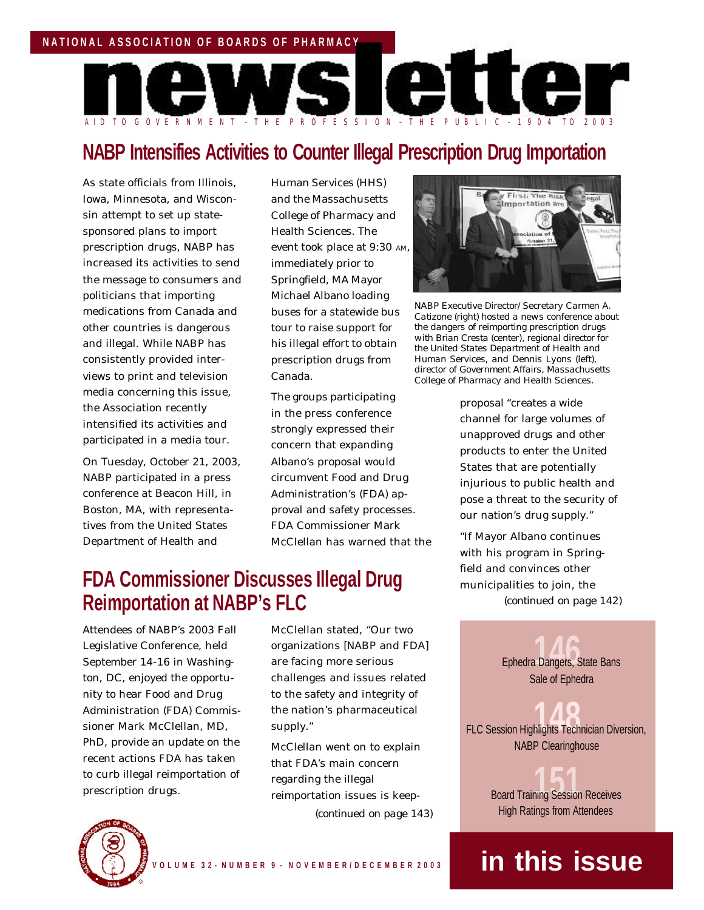NATIONAL ASSOCIATION OF BOARDS OF PHARMACY

# newsletter

AID TO GOVERNMENT – THE PROFESSION – THE PUBLIC – 1904 TO 2003

## NABP Intensifies Activities to Counter Illegal Prescription Drug Importation

As state officials from Illinois, Iowa, Minnesota, and Wisconsin attempt to set up state-sponsored plans to import prescription drugs, NABP has increased its activities to send the message to consumers and politicians that importing medications from Canada and other countries is dangerous and illegal. While NABP has consistently provided interviews to print and television media concerning this issue, the Association recently intensified its activities and participated in a media tour.

On Tuesday, October 21, 2003, NABP participated in a press conference at Beacon Hill, in Boston, MA, with representatives from the United States Department of Health and Human Services (HHS) and the Massachusetts College of Pharmacy and Health Sciences. The event took place at 9:30 AM, immediately prior to Springfield, MA Mayor Michael Albano loading buses for a statewide bus tour to raise support for his illegal effort to obtain prescription drugs from Canada.

The groups participating in the press conference strongly expressed their concern that expanding Albano's proposal would circumvent Food and Drug Administration's (FDA) approval and safety processes. FDA Commissioner Mark McClellan has warned that the proposal "creates a wide channel for large volumes of unapproved drugs and other products to enter the United States that are potentially injurious to public health and pose a threat to the security of our nation's drug supply."

NABP Executive Director/Secretary Carmen A. Catizone (right) hosted a news conference about the dangers of reimporting prescription drugs with Brian Cresta (center), regional director for the United States Department of Health and Human Services, and Dennis Lyons (left), director of Government Affairs, Massachusetts College of Pharmacy and Health Sciences.

"If Mayor Albano continues with his program in Springfield and convinces other municipalities to join, the

(continued on page 142)

## FDA Commissioner Discusses Illegal Drug Reimportation at NABP's FLC

Attendees of NABP's 2003 Fall Legislative Conference, held September 14-16 in Washington, DC, enjoyed the opportunity to hear Food and Drug Administration (FDA) Commissioner Mark McClellan, MD, PhD, provide an update on the recent actions FDA has taken to curb illegal reimportation of prescription drugs.

McClellan stated, "Our two organizations [NABP and FDA] are facing more serious challenges and issues related to the safety and integrity of the nation's pharmaceutical supply."

McClellan went on to explain that FDA's main concern regarding the illegal reimportation issues is keep-

(continued on page 143)

## in this issue

**146** Ephedra Dangers, State Bans Sale of Ephedra

**148** FLC Session Highlights Technician Diversion, NABP Clearinghouse

**151** Board Training Session Receives High Ratings from Attendees

VOLUME 32 - NUMBER 9 - NOVEMBER/DECEMBER 2003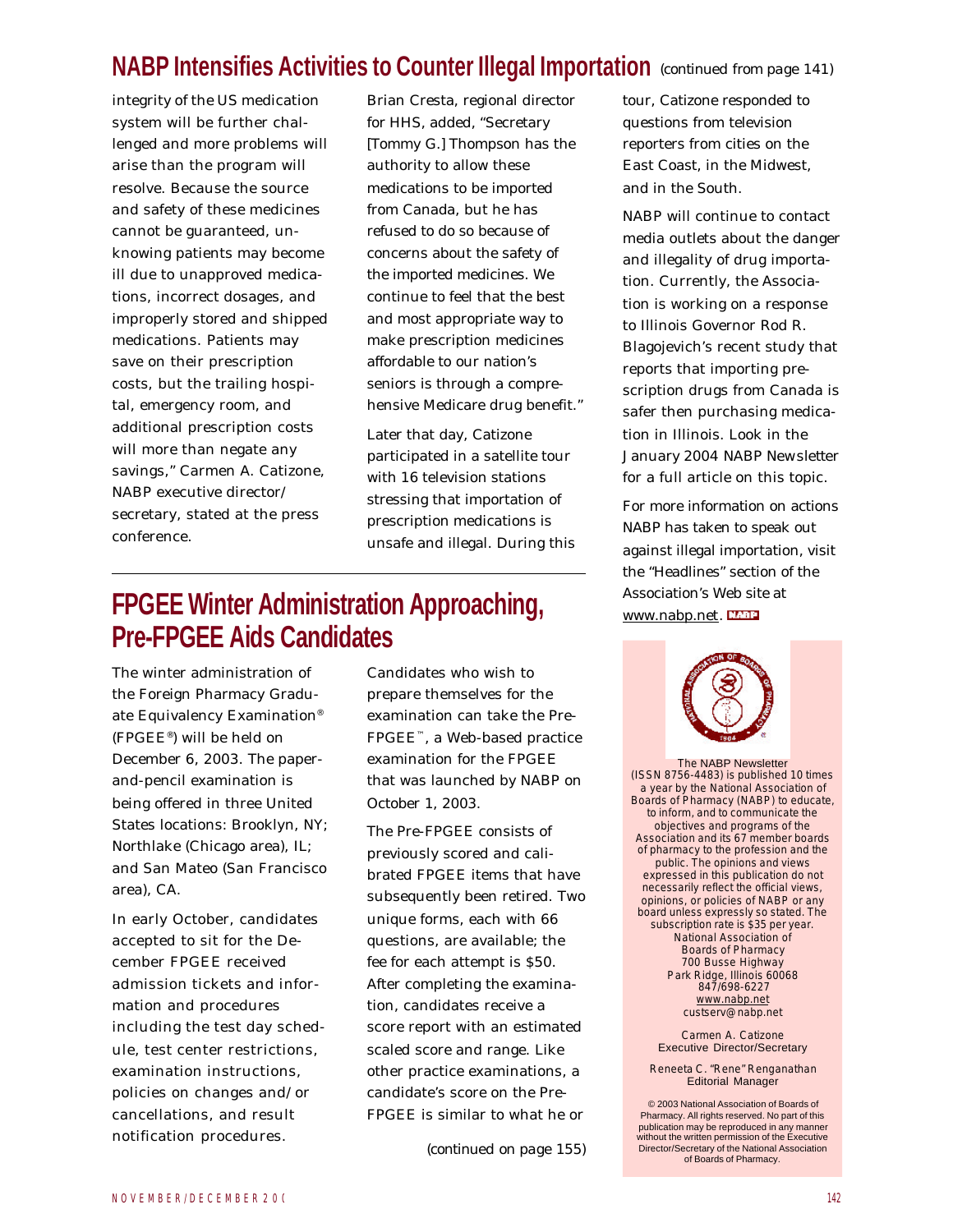## NABP Intensifies Activities to Counter Illegal Importation *(continued from page 141)*

integrity of the US medication system will be further challenged and more problems will arise than the program will resolve. Because the source and safety of these medicines cannot be guaranteed, unknowing patients may become ill due to unapproved medications, incorrect dosages, and improperly stored and shipped medications. Patients may save on their prescription costs, but the trailing hospital, emergency room, and additional prescription costs will more than negate any savings," Carmen A. Catizone, NABP executive director/secretary, stated at the press conference.

Brian Cresta, regional director for HHS, added, "Secretary [Tommy G.] Thompson has the authority to allow these medications to be imported from Canada, but he has refused to do so because of concerns about the safety of the imported medicines. We continue to feel that the best and most appropriate way to make prescription medicines affordable to our nation's seniors is through a comprehensive Medicare drug benefit."

Later that day, Catizone participated in a satellite tour with 16 television stations stressing that importation of prescription medications is unsafe and illegal. During this tour, Catizone responded to questions from television reporters from cities on the East Coast, in the Midwest, and in the South.

NABP will continue to contact media outlets about the danger and illegality of drug importation. Currently, the Association is working on a response to Illinois Governor Rod R. Blagojevich's recent study that reports that importing prescription drugs from Canada is safer then purchasing medication in Illinois. Look in the January 2004 NABP Newsletter for a full article on this topic.

For more information on actions NABP has taken to speak out against illegal importation, visit the "Headlines" section of the Association's Web site at www.nabp.net.

## FPGEE Winter Administration Approaching, Pre-FPGEE Aids Candidates

The winter administration of the Foreign Pharmacy Graduate Equivalency Examination® (FPGEE®) will be held on December 6, 2003. The paper-and-pencil examination is being offered in three United States locations: Brooklyn, NY; Northlake (Chicago area), IL; and San Mateo (San Francisco area), CA.

In early October, candidates accepted to sit for the December FPGEE received admission tickets and information and procedures including the test day schedule, test center restrictions, examination instructions, policies on changes and/or cancellations, and result notification procedures.

Candidates who wish to prepare themselves for the examination can take the Pre-FPGEE™, a Web-based practice examination for the FPGEE that was launched by NABP on October 1, 2003.

The Pre-FPGEE consists of previously scored and calibrated FPGEE items that have subsequently been retired. Two unique forms, each with 66 questions, are available; the fee for each attempt is $50. After completing the examination, candidates receive a score report with an estimated scaled score and range. Like other practice examinations, a candidate's score on the Pre-FPGEE is similar to what he or

*(continued on page 155)*

---

The NABP Newsletter (ISSN 8756-4483) is published 10 times a year by the National Association of Boards of Pharmacy (NABP) to educate, to inform, and to communicate the objectives and programs of the Association and its 67 member boards of pharmacy to the profession and the public. The opinions and views expressed in this publication do not necessarily reflect the official views, opinions, or policies of NABP or any board unless expressly so stated. The subscription rate is $35 per year.

National Association of Boards of Pharmacy
700 Busse Highway
Park Ridge, Illinois 60068
847/698-6227
www.nabp.net
custserv@nabp.net

Carmen A. Catizone
Executive Director/Secretary

Reneeta C. "Rene" Renganathan
Editorial Manager

© 2003 National Association of Boards of Pharmacy. All rights reserved. No part of this publication may be reproduced in any manner without the written permission of the Executive Director/Secretary of the National Association of Boards of Pharmacy.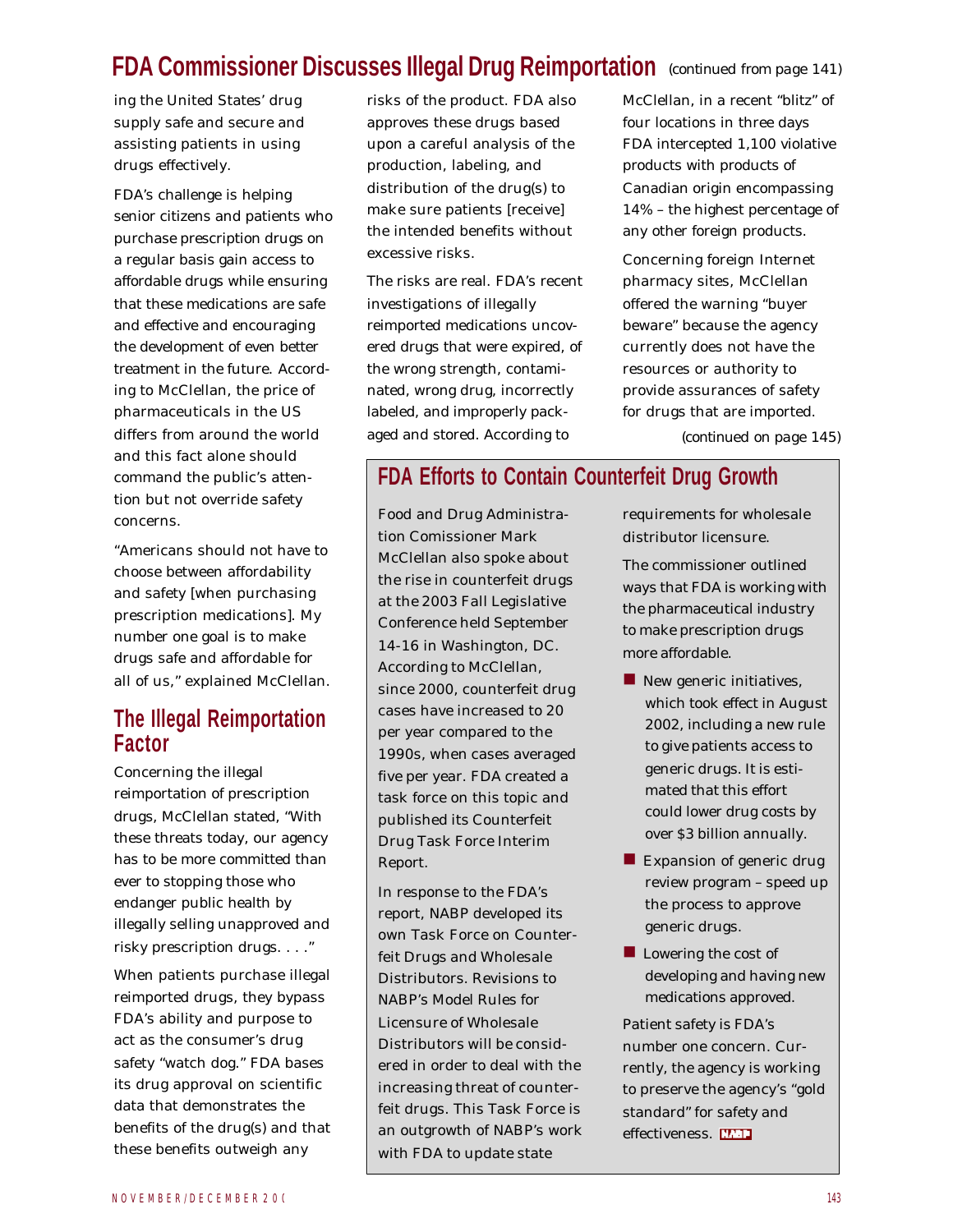## FDA Commissioner Discusses Illegal Drug Reimportation *(continued from page 141)*

ing the United States' drug supply safe and secure and assisting patients in using drugs effectively.

FDA's challenge is helping senior citizens and patients who purchase prescription drugs on a regular basis gain access to affordable drugs while ensuring that these medications are safe and effective and encouraging the development of even better treatment in the future. According to McClellan, the price of pharmaceuticals in the US differs from around the world and this fact alone should command the public's attention but not override safety concerns.

"Americans should not have to choose between affordability and safety [when purchasing prescription medications]. My number one goal is to make drugs safe and affordable for all of us," explained McClellan.

### The Illegal Reimportation Factor

Concerning the illegal reimportation of prescription drugs, McClellan stated, "With these threats today, our agency has to be more committed than ever to stopping those who endanger public health by illegally selling unapproved and risky prescription drugs. . . ."

When patients purchase illegal reimported drugs, they bypass FDA's ability and purpose to act as the consumer's drug safety "watch dog." FDA bases its drug approval on scientific data that demonstrates the benefits of the drug(s) and that these benefits outweigh any risks of the product. FDA also approves these drugs based upon a careful analysis of the production, labeling, and distribution of the drug(s) to make sure patients [receive] the intended benefits without excessive risks.

The risks are real. FDA's recent investigations of illegally reimported medications uncovered drugs that were expired, of the wrong strength, contaminated, wrong drug, incorrectly labeled, and improperly packaged and stored. According to McClellan, in a recent "blitz" of four locations in three days FDA intercepted 1,100 violative products with products of Canadian origin encompassing 14% – the highest percentage of any other foreign products.

Concerning foreign Internet pharmacy sites, McClellan offered the warning "buyer beware" because the agency currently does not have the resources or authority to provide assurances of safety for drugs that are imported.

*(continued on page 145)*

## FDA Efforts to Contain Counterfeit Drug Growth

Food and Drug Administration Comissioner Mark McClellan also spoke about the rise in counterfeit drugs at the 2003 Fall Legislative Conference held September 14-16 in Washington, DC. According to McClellan, since 2000, counterfeit drug cases have increased to 20 per year compared to the 1990s, when cases averaged five per year. FDA created a task force on this topic and published its Counterfeit Drug Task Force Interim Report.

In response to the FDA's report, NABP developed its own Task Force on Counterfeit Drugs and Wholesale Distributors. Revisions to NABP's Model Rules for Licensure of Wholesale Distributors will be considered in order to deal with the increasing threat of counterfeit drugs. This Task Force is an outgrowth of NABP's work with FDA to update state requirements for wholesale distributor licensure.

The commissioner outlined ways that FDA is working with the pharmaceutical industry to make prescription drugs more affordable.

- New generic initiatives, which took effect in August 2002, including a new rule to give patients access to generic drugs. It is estimated that this effort could lower drug costs by over $3 billion annually.
- Expansion of generic drug review program – speed up the process to approve generic drugs.
- Lowering the cost of developing and having new medications approved.

Patient safety is FDA's number one concern. Currently, the agency is working to preserve the agency's "gold standard" for safety and effectiveness.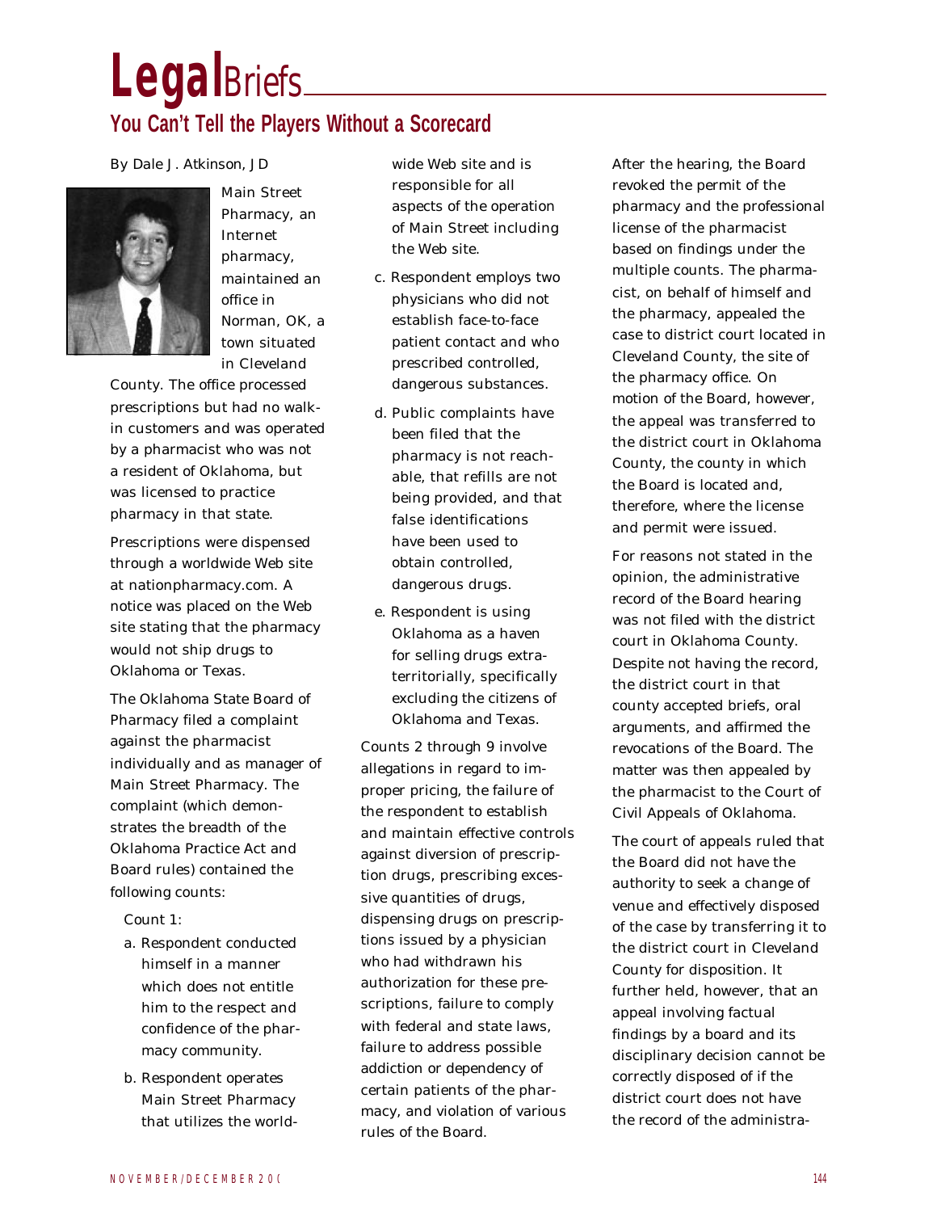# Legal Briefs

## You Can't Tell the Players Without a Scorecard

By Dale J. Atkinson, JD

Main Street Pharmacy, an Internet pharmacy, maintained an office in Norman, OK, a town situated in Cleveland County. The office processed prescriptions but had no walk-in customers and was operated by a pharmacist who was not a resident of Oklahoma, but was licensed to practice pharmacy in that state.

Prescriptions were dispensed through a worldwide Web site at nationpharmacy.com. A notice was placed on the Web site stating that the pharmacy would not ship drugs to Oklahoma or Texas.

The Oklahoma State Board of Pharmacy filed a complaint against the pharmacist individually and as manager of Main Street Pharmacy. The complaint (which demonstrates the breadth of the Oklahoma Practice Act and Board rules) contained the following counts:

Count 1:

a. Respondent conducted himself in a manner which does not entitle him to the respect and confidence of the pharmacy community.

b. Respondent operates Main Street Pharmacy that utilizes the worldwide Web site and is responsible for all aspects of the operation of Main Street including the Web site.

c. Respondent employs two physicians who did not establish face-to-face patient contact and who prescribed controlled, dangerous substances.

d. Public complaints have been filed that the pharmacy is not reachable, that refills are not being provided, and that false identifications have been used to obtain controlled, dangerous drugs.

e. Respondent is using Oklahoma as a haven for selling drugs extraterritorially, specifically excluding the citizens of Oklahoma and Texas.

Counts 2 through 9 involve allegations in regard to improper pricing, the failure of the respondent to establish and maintain effective controls against diversion of prescription drugs, prescribing excessive quantities of drugs, dispensing drugs on prescriptions issued by a physician who had withdrawn his authorization for these prescriptions, failure to comply with federal and state laws, failure to address possible addiction or dependency of certain patients of the pharmacy, and violation of various rules of the Board.

After the hearing, the Board revoked the permit of the pharmacy and the professional license of the pharmacist based on findings under the multiple counts. The pharmacist, on behalf of himself and the pharmacy, appealed the case to district court located in Cleveland County, the site of the pharmacy office. On motion of the Board, however, the appeal was transferred to the district court in Oklahoma County, the county in which the Board is located and, therefore, where the license and permit were issued.

For reasons not stated in the opinion, the administrative record of the Board hearing was not filed with the district court in Oklahoma County. Despite not having the record, the district court in that county accepted briefs, oral arguments, and affirmed the revocations of the Board. The matter was then appealed by the pharmacist to the Court of Civil Appeals of Oklahoma.

The court of appeals ruled that the Board did not have the authority to seek a change of venue and effectively disposed of the case by transferring it to the district court in Cleveland County for disposition. It further held, however, that an appeal involving factual findings by a board and its disciplinary decision cannot be correctly disposed of if the district court does not have the record of the administra-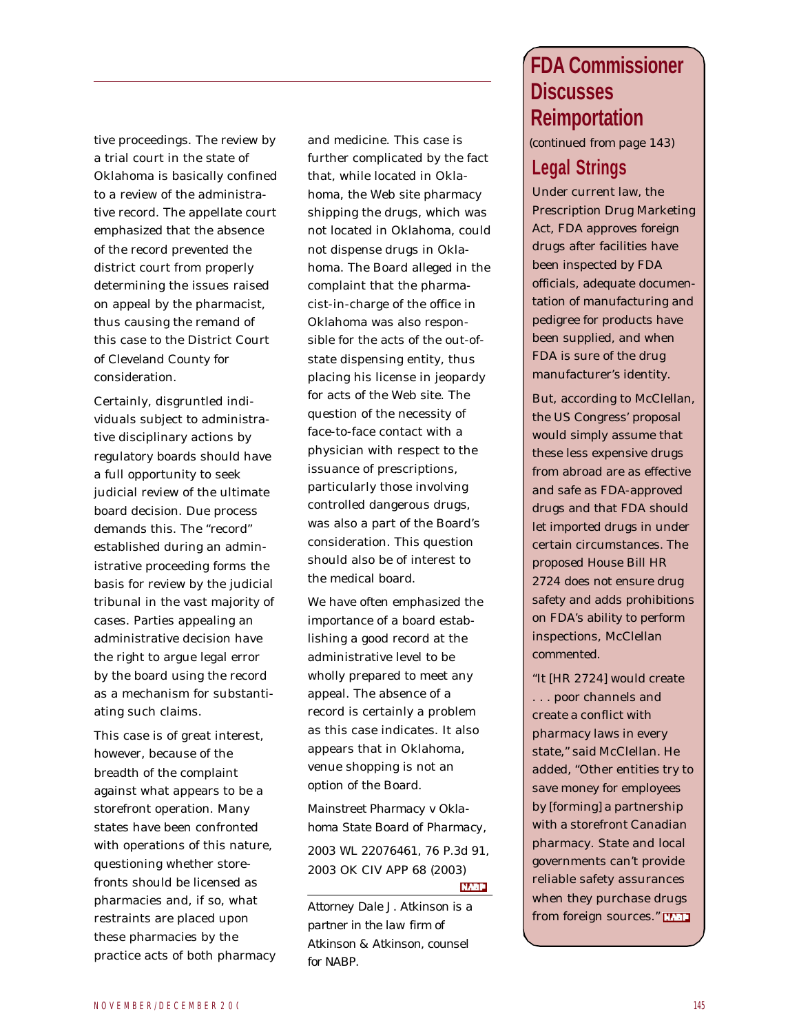tive proceedings. The review by a trial court in the state of Oklahoma is basically confined to a review of the administrative record. The appellate court emphasized that the absence of the record prevented the district court from properly determining the issues raised on appeal by the pharmacist, thus causing the remand of this case to the District Court of Cleveland County for consideration.

Certainly, disgruntled individuals subject to administrative disciplinary actions by regulatory boards should have a full opportunity to seek judicial review of the ultimate board decision. Due process demands this. The "record" established during an administrative proceeding forms the basis for review by the judicial tribunal in the vast majority of cases. Parties appealing an administrative decision have the right to argue legal error by the board using the record as a mechanism for substantiating such claims.

This case is of great interest, however, because of the breadth of the complaint against what appears to be a storefront operation. Many states have been confronted with operations of this nature, questioning whether storefronts should be licensed as pharmacies and, if so, what restraints are placed upon these pharmacies by the practice acts of both pharmacy and medicine. This case is further complicated by the fact that, while located in Oklahoma, the Web site pharmacy shipping the drugs, which was not located in Oklahoma, could not dispense drugs in Oklahoma. The Board alleged in the complaint that the pharmacist-in-charge of the office in Oklahoma was also responsible for the acts of the out-of-state dispensing entity, thus placing his license in jeopardy for acts of the Web site. The question of the necessity of face-to-face contact with a physician with respect to the issuance of prescriptions, particularly those involving controlled dangerous drugs, was also a part of the Board's consideration. This question should also be of interest to the medical board.

We have often emphasized the importance of a board establishing a good record at the administrative level to be wholly prepared to meet any appeal. The absence of a record is certainly a problem as this case indicates. It also appears that in Oklahoma, venue shopping is not an option of the Board.

*Mainstreet Pharmacy v Oklahoma State Board of Pharmacy*, 2003 WL 22076461, 76 P.3d 91, 2003 OK CIV APP 68 (2003)

*Attorney Dale J. Atkinson is a partner in the law firm of Atkinson & Atkinson, counsel for NABP.*

## FDA Commissioner Discusses Reimportation

(continued from page 143)

### Legal Strings

Under current law, the Prescription Drug Marketing Act, FDA approves foreign drugs after facilities have been inspected by FDA officials, adequate documentation of manufacturing and pedigree for products have been supplied, and when FDA is sure of the drug manufacturer's identity.

But, according to McClellan, the US Congress' proposal would simply assume that these less expensive drugs from abroad are as effective and safe as FDA-approved drugs and that FDA should let imported drugs in under certain circumstances. The proposed House Bill HR 2724 does not ensure drug safety and adds prohibitions on FDA's ability to perform inspections, McClellan commented.

"It [HR 2724] would create . . . poor channels and create a conflict with pharmacy laws in every state," said McClellan. He added, "Other entities try to save money for employees by [forming] a partnership with a storefront Canadian pharmacy. State and local governments can't provide reliable safety assurances when they purchase drugs from foreign sources."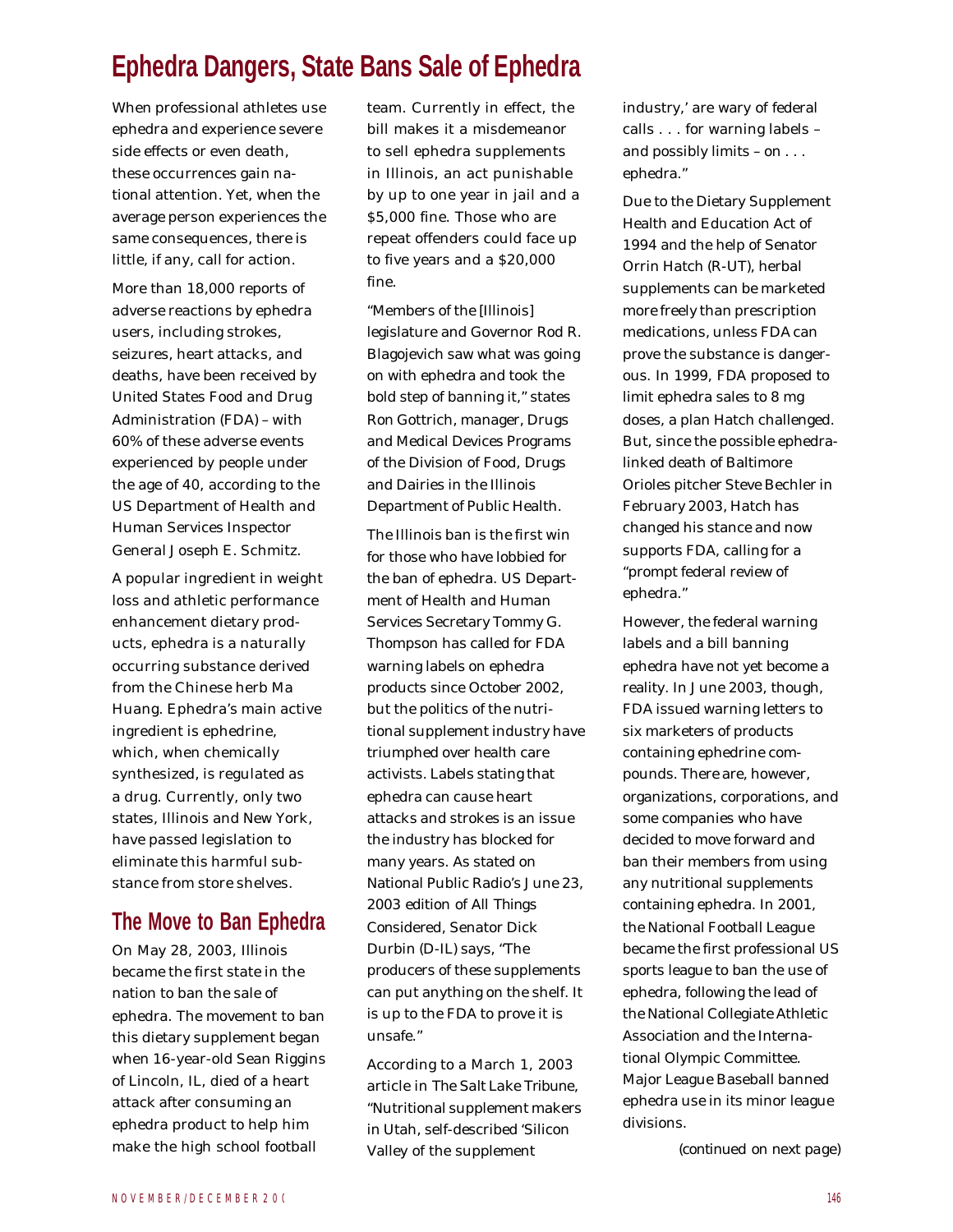# Ephedra Dangers, State Bans Sale of Ephedra

When professional athletes use ephedra and experience severe side effects or even death, these occurrences gain national attention. Yet, when the average person experiences the same consequences, there is little, if any, call for action.

More than 18,000 reports of adverse reactions by ephedra users, including strokes, seizures, heart attacks, and deaths, have been received by United States Food and Drug Administration (FDA) – with 60% of these adverse events experienced by people under the age of 40, according to the US Department of Health and Human Services Inspector General Joseph E. Schmitz.

A popular ingredient in weight loss and athletic performance enhancement dietary products, ephedra is a naturally occurring substance derived from the Chinese herb Ma Huang. Ephedra's main active ingredient is ephedrine, which, when chemically synthesized, is regulated as a drug. Currently, only two states, Illinois and New York, have passed legislation to eliminate this harmful substance from store shelves.

## The Move to Ban Ephedra

On May 28, 2003, Illinois became the first state in the nation to ban the sale of ephedra. The movement to ban this dietary supplement began when 16-year-old Sean Riggins of Lincoln, IL, died of a heart attack after consuming an ephedra product to help him make the high school football team. Currently in effect, the bill makes it a misdemeanor to sell ephedra supplements in Illinois, an act punishable by up to one year in jail and a $5,000 fine. Those who are repeat offenders could face up to five years and a $20,000 fine.

"Members of the [Illinois] legislature and Governor Rod R. Blagojevich saw what was going on with ephedra and took the bold step of banning it," states Ron Gottrich, manager, Drugs and Medical Devices Programs of the Division of Food, Drugs and Dairies in the Illinois Department of Public Health.

The Illinois ban is the first win for those who have lobbied for the ban of ephedra. US Department of Health and Human Services Secretary Tommy G. Thompson has called for FDA warning labels on ephedra products since October 2002, but the politics of the nutritional supplement industry have triumphed over health care activists. Labels stating that ephedra can cause heart attacks and strokes is an issue the industry has blocked for many years. As stated on National Public Radio's June 23, 2003 edition of All Things Considered, Senator Dick Durbin (D-IL) says, "The producers of these supplements can put anything on the shelf. It is up to the FDA to prove it is unsafe."

According to a March 1, 2003 article in The Salt Lake Tribune, "Nutritional supplement makers in Utah, self-described 'Silicon Valley of the supplement industry,' are wary of federal calls . . . for warning labels – and possibly limits – on . . . ephedra."

Due to the Dietary Supplement Health and Education Act of 1994 and the help of Senator Orrin Hatch (R-UT), herbal supplements can be marketed more freely than prescription medications, unless FDA can prove the substance is dangerous. In 1999, FDA proposed to limit ephedra sales to 8 mg doses, a plan Hatch challenged. But, since the possible ephedra-linked death of Baltimore Orioles pitcher Steve Bechler in February 2003, Hatch has changed his stance and now supports FDA, calling for a "prompt federal review of ephedra."

However, the federal warning labels and a bill banning ephedra have not yet become a reality. In June 2003, though, FDA issued warning letters to six marketers of products containing ephedrine compounds. There are, however, organizations, corporations, and some companies who have decided to move forward and ban their members from using any nutritional supplements containing ephedra. In 2001, the National Football League became the first professional US sports league to ban the use of ephedra, following the lead of the National Collegiate Athletic Association and the International Olympic Committee. Major League Baseball banned ephedra use in its minor league divisions.

*(continued on next page)*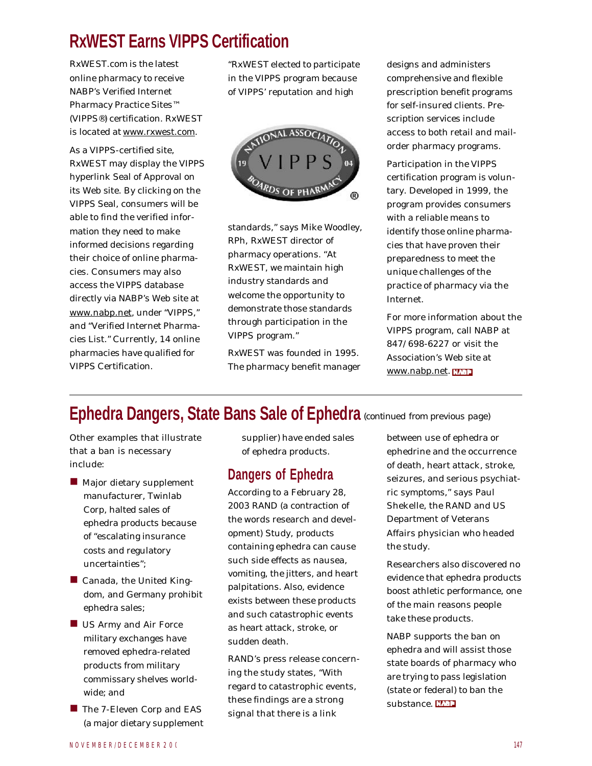# RxWEST Earns VIPPS Certification

RxWEST.com is the latest online pharmacy to receive NABP's Verified Internet Pharmacy Practice Sites™ (VIPPS®) certification. RxWEST is located at www.rxwest.com.

As a VIPPS-certified site, RxWEST may display the VIPPS hyperlink Seal of Approval on its Web site. By clicking on the VIPPS Seal, consumers will be able to find the verified information they need to make informed decisions regarding their choice of online pharmacies. Consumers may also access the VIPPS database directly via NABP's Web site at www.nabp.net, under "VIPPS," and "Verified Internet Pharmacies List." Currently, 14 online pharmacies have qualified for VIPPS Certification.

"RxWEST elected to participate in the VIPPS program because of VIPPS' reputation and high standards," says Mike Woodley, RPh, RxWEST director of pharmacy operations. "At RxWEST, we maintain high industry standards and welcome the opportunity to demonstrate those standards through participation in the VIPPS program."

RxWEST was founded in 1995. The pharmacy benefit manager designs and administers comprehensive and flexible prescription benefit programs for self-insured clients. Prescription services include access to both retail and mail-order pharmacy programs.

Participation in the VIPPS certification program is voluntary. Developed in 1999, the program provides consumers with a reliable means to identify those online pharmacies that have proven their preparedness to meet the unique challenges of the practice of pharmacy via the Internet.

For more information about the VIPPS program, call NABP at 847/698-6227 or visit the Association's Web site at www.nabp.net.

# Ephedra Dangers, State Bans Sale of Ephedra (continued from previous page)

Other examples that illustrate that a ban is necessary include:

- Major dietary supplement manufacturer, Twinlab Corp, halted sales of ephedra products because of "escalating insurance costs and regulatory uncertainties";
- Canada, the United Kingdom, and Germany prohibit ephedra sales;
- US Army and Air Force military exchanges have removed ephedra-related products from military commissary shelves worldwide; and
- The 7-Eleven Corp and EAS (a major dietary supplement supplier) have ended sales of ephedra products.

## Dangers of Ephedra

According to a February 28, 2003 RAND (a contraction of the words research and development) Study, products containing ephedra can cause such side effects as nausea, vomiting, the jitters, and heart palpitations. Also, evidence exists between these products and such catastrophic events as heart attack, stroke, or sudden death.

RAND's press release concerning the study states, "With regard to catastrophic events, these findings are a strong signal that there is a link between use of ephedra or ephedrine and the occurrence of death, heart attack, stroke, seizures, and serious psychiatric symptoms," says Paul Shekelle, the RAND and US Department of Veterans Affairs physician who headed the study.

Researchers also discovered no evidence that ephedra products boost athletic performance, one of the main reasons people take these products.

NABP supports the ban on ephedra and will assist those state boards of pharmacy who are trying to pass legislation (state or federal) to ban the substance.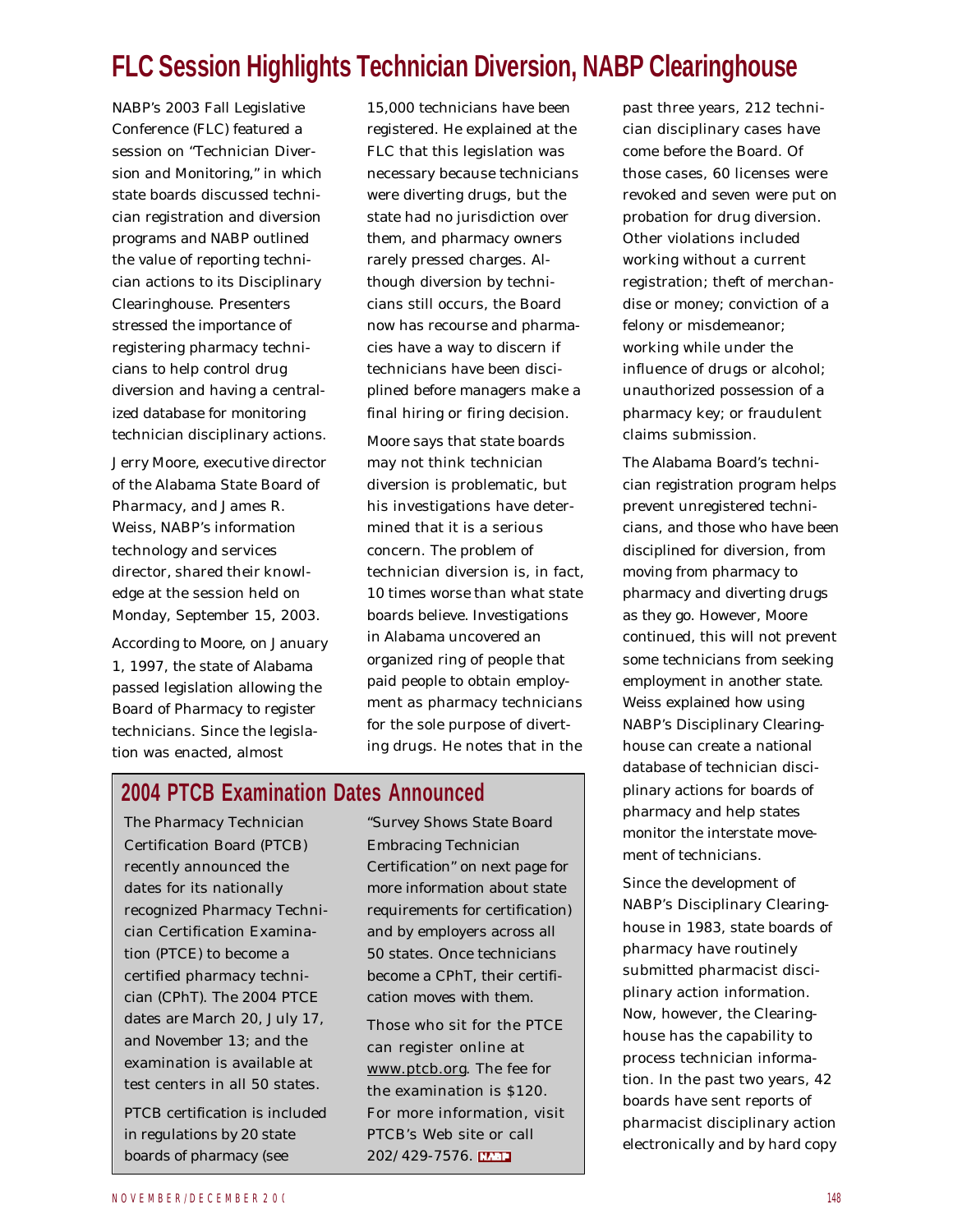# FLC Session Highlights Technician Diversion, NABP Clearinghouse

NABP's 2003 Fall Legislative Conference (FLC) featured a session on "Technician Diversion and Monitoring," in which state boards discussed technician registration and diversion programs and NABP outlined the value of reporting technician actions to its Disciplinary Clearinghouse. Presenters stressed the importance of registering pharmacy technicians to help control drug diversion and having a centralized database for monitoring technician disciplinary actions.

Jerry Moore, executive director of the Alabama State Board of Pharmacy, and James R. Weiss, NABP's information technology and services director, shared their knowledge at the session held on Monday, September 15, 2003.

According to Moore, on January 1, 1997, the state of Alabama passed legislation allowing the Board of Pharmacy to register technicians. Since the legislation was enacted, almost 15,000 technicians have been registered. He explained at the FLC that this legislation was necessary because technicians were diverting drugs, but the state had no jurisdiction over them, and pharmacy owners rarely pressed charges. Although diversion by technicians still occurs, the Board now has recourse and pharmacies have a way to discern if technicians have been disciplined before managers make a final hiring or firing decision.

Moore says that state boards may not think technician diversion is problematic, but his investigations have determined that it is a serious concern. The problem of technician diversion is, in fact, 10 times worse than what state boards believe. Investigations in Alabama uncovered an organized ring of people that paid people to obtain employment as pharmacy technicians for the sole purpose of diverting drugs. He notes that in the past three years, 212 technician disciplinary cases have come before the Board. Of those cases, 60 licenses were revoked and seven were put on probation for drug diversion. Other violations included working without a current registration; theft of merchandise or money; conviction of a felony or misdemeanor; working while under the influence of drugs or alcohol; unauthorized possession of a pharmacy key; or fraudulent claims submission.

The Alabama Board's technician registration program helps prevent unregistered technicians, and those who have been disciplined for diversion, from moving from pharmacy to pharmacy and diverting drugs as they go. However, Moore continued, this will not prevent some technicians from seeking employment in another state. Weiss explained how using NABP's Disciplinary Clearinghouse can create a national database of technician disciplinary actions for boards of pharmacy and help states monitor the interstate movement of technicians.

Since the development of NABP's Disciplinary Clearinghouse in 1983, state boards of pharmacy have routinely submitted pharmacist disciplinary action information. Now, however, the Clearinghouse has the capability to process technician information. In the past two years, 42 boards have sent reports of pharmacist disciplinary action electronically and by hard copy

## 2004 PTCB Examination Dates Announced

The Pharmacy Technician Certification Board (PTCB) recently announced the dates for its nationally recognized Pharmacy Technician Certification Examination (PTCE) to become a certified pharmacy technician (CPhT). The 2004 PTCE dates are March 20, July 17, and November 13; and the examination is available at test centers in all 50 states.

PTCB certification is included in regulations by 20 state boards of pharmacy (see "Survey Shows State Board Embracing Technician Certification" on next page for more information about state requirements for certification) and by employers across all 50 states. Once technicians become a CPhT, their certification moves with them.

Those who sit for the PTCE can register online at www.ptcb.org. The fee for the examination is $120. For more information, visit PTCB's Web site or call 202/429-7576.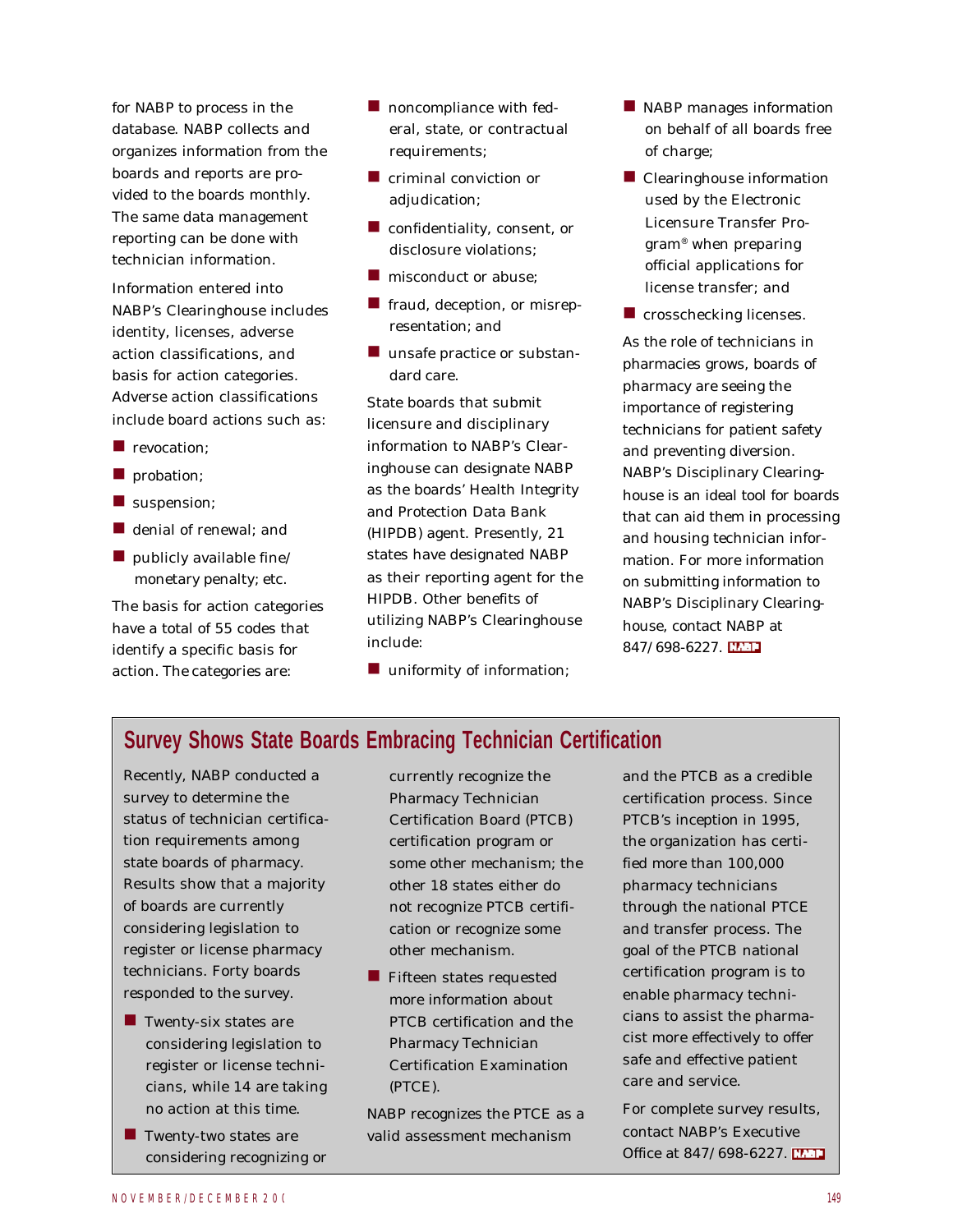for NABP to process in the database. NABP collects and organizes information from the boards and reports are provided to the boards monthly. The same data management reporting can be done with technician information.

Information entered into NABP's Clearinghouse includes identity, licenses, adverse action classifications, and basis for action categories. Adverse action classifications include board actions such as:

- revocation;
- probation;
- suspension;
- denial of renewal; and
- publicly available fine/ monetary penalty; etc.

The basis for action categories have a total of 55 codes that identify a specific basis for action. The categories are:

- noncompliance with federal, state, or contractual requirements;
- criminal conviction or adjudication;
- confidentiality, consent, or disclosure violations;
- misconduct or abuse;
- fraud, deception, or misrepresentation; and
- unsafe practice or substandard care.

State boards that submit licensure and disciplinary information to NABP's Clearinghouse can designate NABP as the boards' Health Integrity and Protection Data Bank (HIPDB) agent. Presently, 21 states have designated NABP as their reporting agent for the HIPDB. Other benefits of utilizing NABP's Clearinghouse include:

- uniformity of information;
- NABP manages information on behalf of all boards free of charge;
- Clearinghouse information used by the Electronic Licensure Transfer Program® when preparing official applications for license transfer; and
- crosschecking licenses.

As the role of technicians in pharmacies grows, boards of pharmacy are seeing the importance of registering technicians for patient safety and preventing diversion. NABP's Disciplinary Clearinghouse is an ideal tool for boards that can aid them in processing and housing technician information. For more information on submitting information to NABP's Disciplinary Clearinghouse, contact NABP at 847/698-6227.

## Survey Shows State Boards Embracing Technician Certification

Recently, NABP conducted a survey to determine the status of technician certification requirements among state boards of pharmacy. Results show that a majority of boards are currently considering legislation to register or license pharmacy technicians. Forty boards responded to the survey.

- Twenty-six states are considering legislation to register or license technicians, while 14 are taking no action at this time.
- Twenty-two states are considering recognizing or currently recognize the Pharmacy Technician Certification Board (PTCB) certification program or some other mechanism; the other 18 states either do not recognize PTCB certification or recognize some other mechanism.
- Fifteen states requested more information about PTCB certification and the Pharmacy Technician Certification Examination (PTCE).

NABP recognizes the PTCE as a valid assessment mechanism and the PTCB as a credible certification process. Since PTCB's inception in 1995, the organization has certified more than 100,000 pharmacy technicians through the national PTCE and transfer process. The goal of the PTCB national certification program is to enable pharmacy technicians to assist the pharmacist more effectively to offer safe and effective patient care and service.

For complete survey results, contact NABP's Executive Office at 847/698-6227.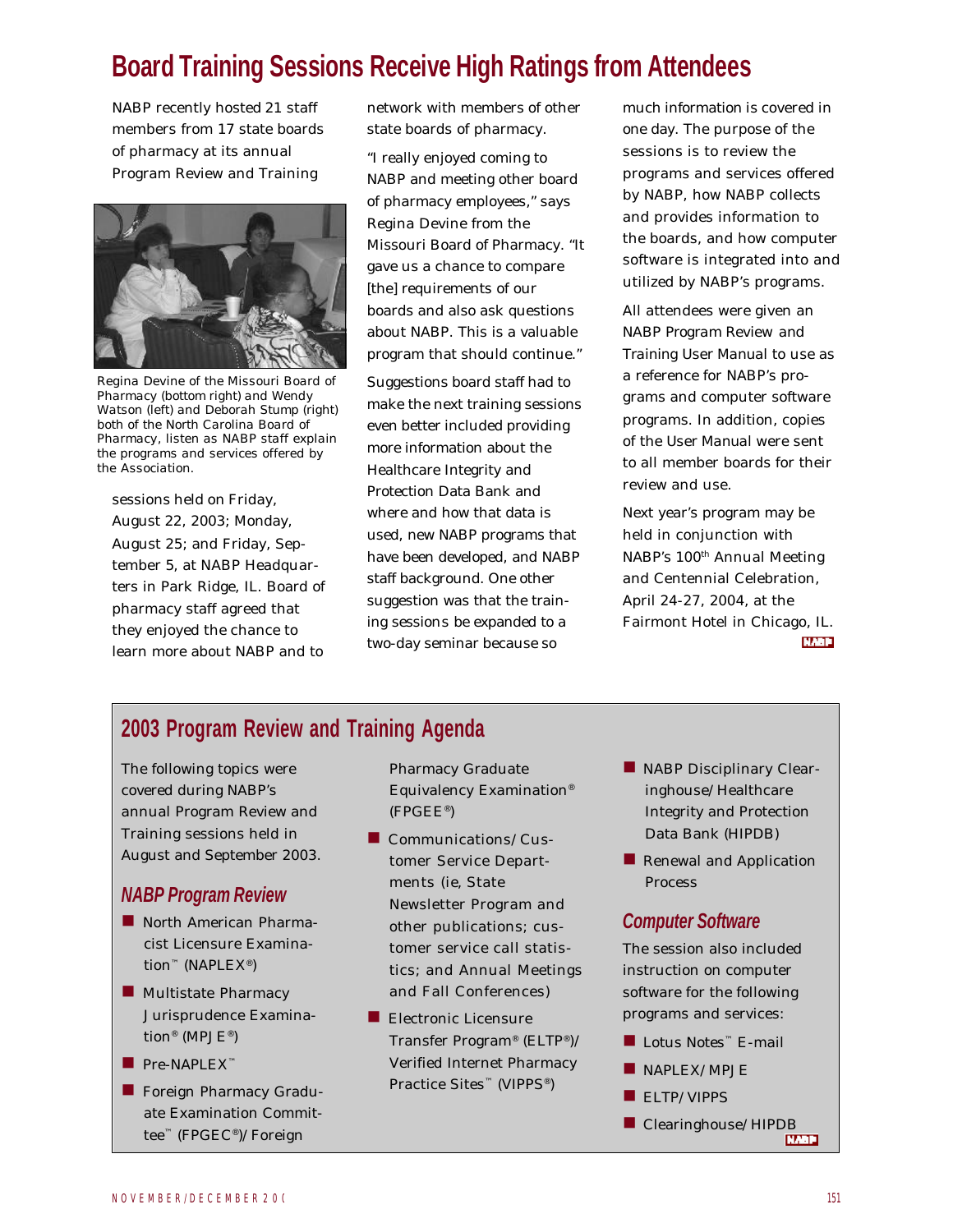# Board Training Sessions Receive High Ratings from Attendees

NABP recently hosted 21 staff members from 17 state boards of pharmacy at its annual Program Review and Training sessions held on Friday, August 22, 2003; Monday, August 25; and Friday, September 5, at NABP Headquarters in Park Ridge, IL. Board of pharmacy staff agreed that they enjoyed the chance to learn more about NABP and to network with members of other state boards of pharmacy.

Regina Devine of the Missouri Board of Pharmacy (bottom right) and Wendy Watson (left) and Deborah Stump (right) both of the North Carolina Board of Pharmacy, listen as NABP staff explain the programs and services offered by the Association.

"I really enjoyed coming to NABP and meeting other board of pharmacy employees," says Regina Devine from the Missouri Board of Pharmacy. "It gave us a chance to compare [the] requirements of our boards and also ask questions about NABP. This is a valuable program that should continue."

Suggestions board staff had to make the next training sessions even better included providing more information about the Healthcare Integrity and Protection Data Bank and where and how that data is used, new NABP programs that have been developed, and NABP staff background. One other suggestion was that the training sessions be expanded to a two-day seminar because so much information is covered in one day. The purpose of the sessions is to review the programs and services offered by NABP, how NABP collects and provides information to the boards, and how computer software is integrated into and utilized by NABP's programs.

All attendees were given an NABP Program Review and Training User Manual to use as a reference for NABP's programs and computer software programs. In addition, copies of the User Manual were sent to all member boards for their review and use.

Next year's program may be held in conjunction with NABP's 100th Annual Meeting and Centennial Celebration, April 24-27, 2004, at the Fairmont Hotel in Chicago, IL.

## 2003 Program Review and Training Agenda

The following topics were covered during NABP's annual Program Review and Training sessions held in August and September 2003.

### *NABP Program Review*

- North American Pharmacist Licensure Examination™ (NAPLEX®)
- Multistate Pharmacy Jurisprudence Examination® (MPJE®)
- Pre-NAPLEX™
- Foreign Pharmacy Graduate Examination Committee™ (FPGEC®)/Foreign Pharmacy Graduate Equivalency Examination® (FPGEE®)
- Communications/Customer Service Departments (ie, State Newsletter Program and other publications; customer service call statistics; and Annual Meetings and Fall Conferences)
- Electronic Licensure Transfer Program® (ELTP®)/Verified Internet Pharmacy Practice Sites™ (VIPPS®)
- NABP Disciplinary Clearinghouse/Healthcare Integrity and Protection Data Bank (HIPDB)
- Renewal and Application Process

### *Computer Software*

The session also included instruction on computer software for the following programs and services:

- Lotus Notes™ E-mail
- NAPLEX/MPJE
- ELTP/VIPPS
- Clearinghouse/HIPDB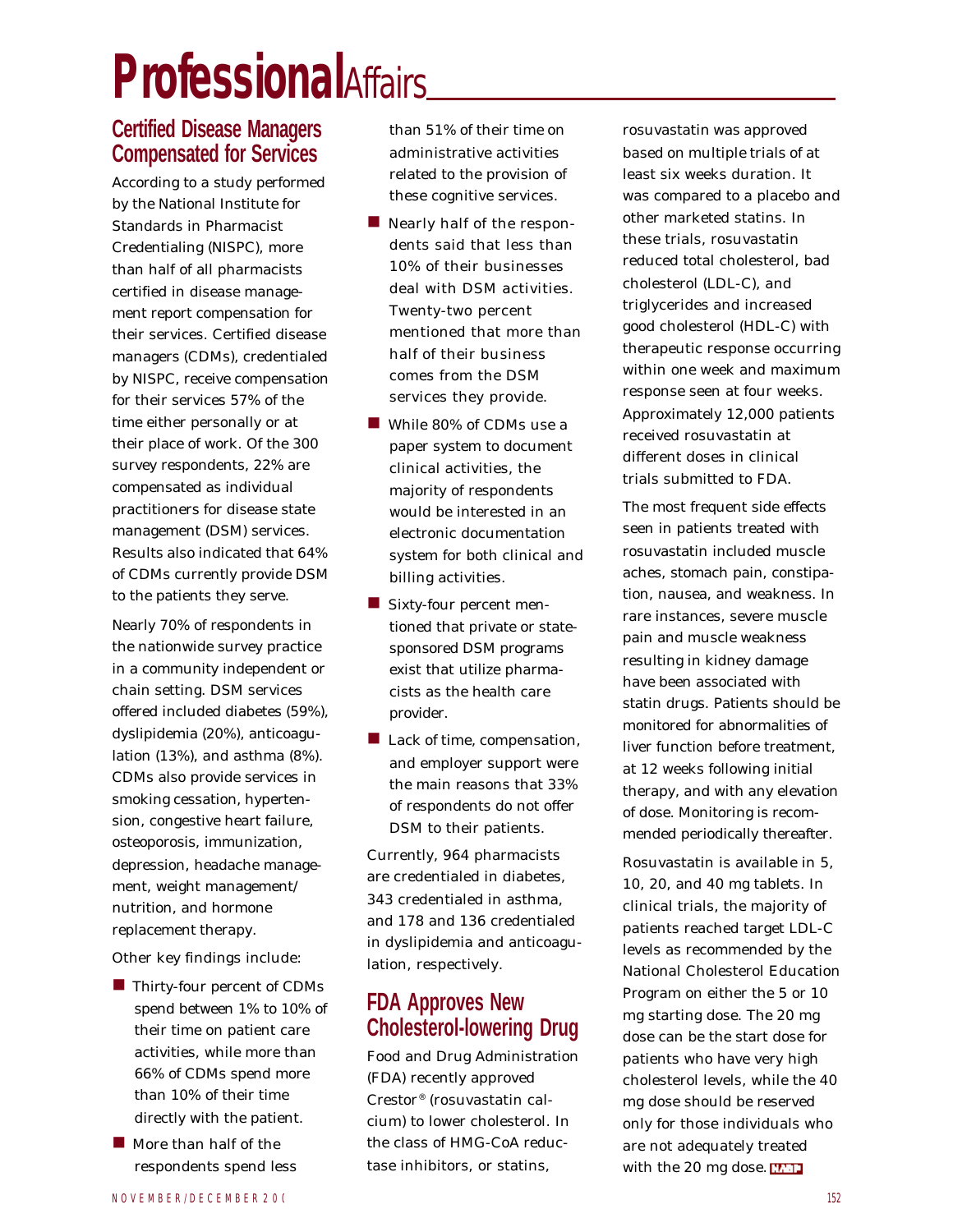# Professional Affairs

## Certified Disease Managers Compensated for Services

According to a study performed by the National Institute for Standards in Pharmacist Credentialing (NISPC), more than half of all pharmacists certified in disease management report compensation for their services. Certified disease managers (CDMs), credentialed by NISPC, receive compensation for their services 57% of the time either personally or at their place of work. Of the 300 survey respondents, 22% are compensated as individual practitioners for disease state management (DSM) services. Results also indicated that 64% of CDMs currently provide DSM to the patients they serve.

Nearly 70% of respondents in the nationwide survey practice in a community independent or chain setting. DSM services offered included diabetes (59%), dyslipidemia (20%), anticoagulation (13%), and asthma (8%). CDMs also provide services in smoking cessation, hypertension, congestive heart failure, osteoporosis, immunization, depression, headache management, weight management/nutrition, and hormone replacement therapy.

Other key findings include:

- Thirty-four percent of CDMs spend between 1% to 10% of their time on patient care activities, while more than 66% of CDMs spend more than 10% of their time directly with the patient.
- More than half of the respondents spend less than 51% of their time on administrative activities related to the provision of these cognitive services.
- Nearly half of the respondents said that less than 10% of their businesses deal with DSM activities. Twenty-two percent mentioned that more than half of their business comes from the DSM services they provide.
- While 80% of CDMs use a paper system to document clinical activities, the majority of respondents would be interested in an electronic documentation system for both clinical and billing activities.
- Sixty-four percent mentioned that private or state-sponsored DSM programs exist that utilize pharmacists as the health care provider.
- Lack of time, compensation, and employer support were the main reasons that 33% of respondents do not offer DSM to their patients.

Currently, 964 pharmacists are credentialed in diabetes, 343 credentialed in asthma, and 178 and 136 credentialed in dyslipidemia and anticoagulation, respectively.

## FDA Approves New Cholesterol-lowering Drug

Food and Drug Administration (FDA) recently approved Crestor® (rosuvastatin calcium) to lower cholesterol. In the class of HMG-CoA reductase inhibitors, or statins, rosuvastatin was approved based on multiple trials of at least six weeks duration. It was compared to a placebo and other marketed statins. In these trials, rosuvastatin reduced total cholesterol, bad cholesterol (LDL-C), and triglycerides and increased good cholesterol (HDL-C) with therapeutic response occurring within one week and maximum response seen at four weeks. Approximately 12,000 patients received rosuvastatin at different doses in clinical trials submitted to FDA.

The most frequent side effects seen in patients treated with rosuvastatin included muscle aches, stomach pain, constipation, nausea, and weakness. In rare instances, severe muscle pain and muscle weakness resulting in kidney damage have been associated with statin drugs. Patients should be monitored for abnormalities of liver function before treatment, at 12 weeks following initial therapy, and with any elevation of dose. Monitoring is recommended periodically thereafter.

Rosuvastatin is available in 5, 10, 20, and 40 mg tablets. In clinical trials, the majority of patients reached target LDL-C levels as recommended by the National Cholesterol Education Program on either the 5 or 10 mg starting dose. The 20 mg dose can be the start dose for patients who have very high cholesterol levels, while the 40 mg dose should be reserved only for those individuals who are not adequately treated with the 20 mg dose.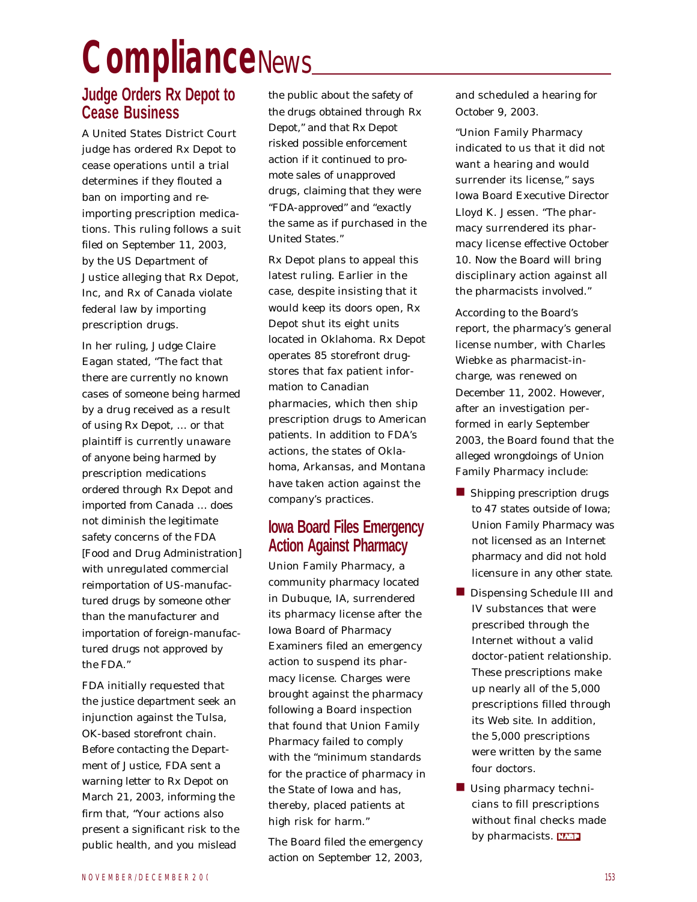# Compliance News

## Judge Orders Rx Depot to Cease Business

A United States District Court judge has ordered Rx Depot to cease operations until a trial determines if they flouted a ban on importing and re-importing prescription medications. This ruling follows a suit filed on September 11, 2003, by the US Department of Justice alleging that Rx Depot, Inc, and Rx of Canada violate federal law by importing prescription drugs.

In her ruling, Judge Claire Eagan stated, "The fact that there are currently no known cases of someone being harmed by a drug received as a result of using Rx Depot, ... or that plaintiff is currently unaware of anyone being harmed by prescription medications ordered through Rx Depot and imported from Canada ... does not diminish the legitimate safety concerns of the FDA [Food and Drug Administration] with unregulated commercial reimportation of US-manufactured drugs by someone other than the manufacturer and importation of foreign-manufactured drugs not approved by the FDA."

FDA initially requested that the justice department seek an injunction against the Tulsa, OK-based storefront chain. Before contacting the Department of Justice, FDA sent a warning letter to Rx Depot on March 21, 2003, informing the firm that, "Your actions also present a significant risk to the public health, and you mislead the public about the safety of the drugs obtained through Rx Depot," and that Rx Depot risked possible enforcement action if it continued to promote sales of unapproved drugs, claiming that they were "FDA-approved" and "exactly the same as if purchased in the United States."

Rx Depot plans to appeal this latest ruling. Earlier in the case, despite insisting that it would keep its doors open, Rx Depot shut its eight units located in Oklahoma. Rx Depot operates 85 storefront drugstores that fax patient information to Canadian pharmacies, which then ship prescription drugs to American patients. In addition to FDA's actions, the states of Oklahoma, Arkansas, and Montana have taken action against the company's practices.

## Iowa Board Files Emergency Action Against Pharmacy

Union Family Pharmacy, a community pharmacy located in Dubuque, IA, surrendered its pharmacy license after the Iowa Board of Pharmacy Examiners filed an emergency action to suspend its pharmacy license. Charges were brought against the pharmacy following a Board inspection that found that Union Family Pharmacy failed to comply with the "minimum standards for the practice of pharmacy in the State of Iowa and has, thereby, placed patients at high risk for harm."

The Board filed the emergency action on September 12, 2003, and scheduled a hearing for October 9, 2003.

"Union Family Pharmacy indicated to us that it did not want a hearing and would surrender its license," says Iowa Board Executive Director Lloyd K. Jessen. "The pharmacy surrendered its pharmacy license effective October 10. Now the Board will bring disciplinary action against all the pharmacists involved."

According to the Board's report, the pharmacy's general license number, with Charles Wiebke as pharmacist-in-charge, was renewed on December 11, 2002. However, after an investigation performed in early September 2003, the Board found that the alleged wrongdoings of Union Family Pharmacy include:

- Shipping prescription drugs to 47 states outside of Iowa; Union Family Pharmacy was not licensed as an Internet pharmacy and did not hold licensure in any other state.
- Dispensing Schedule III and IV substances that were prescribed through the Internet without a valid doctor-patient relationship. These prescriptions make up nearly all of the 5,000 prescriptions filled through its Web site. In addition, the 5,000 prescriptions were written by the same four doctors.
- Using pharmacy technicians to fill prescriptions without final checks made by pharmacists.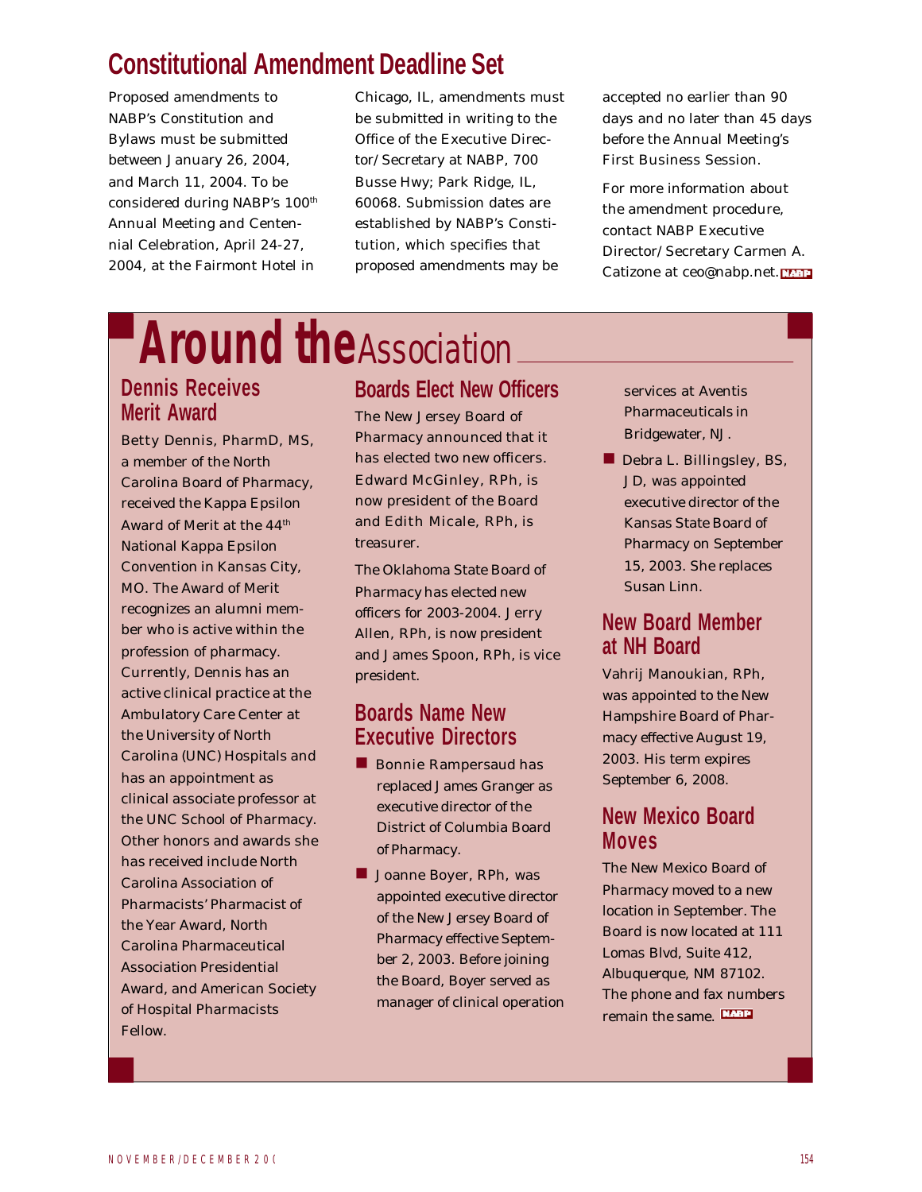# Constitutional Amendment Deadline Set

Proposed amendments to NABP's Constitution and Bylaws must be submitted between January 26, 2004, and March 11, 2004. To be considered during NABP's 100th Annual Meeting and Centennial Celebration, April 24-27, 2004, at the Fairmont Hotel in Chicago, IL, amendments must be submitted in writing to the Office of the Executive Director/Secretary at NABP, 700 Busse Hwy; Park Ridge, IL, 60068. Submission dates are established by NABP's Constitution, which specifies that proposed amendments may be accepted no earlier than 90 days and no later than 45 days before the Annual Meeting's First Business Session.

For more information about the amendment procedure, contact NABP Executive Director/Secretary Carmen A. Catizone at ceo@nabp.net.

# Around the Association

## Dennis Receives Merit Award

Betty Dennis, PharmD, MS, a member of the North Carolina Board of Pharmacy, received the Kappa Epsilon Award of Merit at the 44th National Kappa Epsilon Convention in Kansas City, MO. The Award of Merit recognizes an alumni member who is active within the profession of pharmacy. Currently, Dennis has an active clinical practice at the Ambulatory Care Center at the University of North Carolina (UNC) Hospitals and has an appointment as clinical associate professor at the UNC School of Pharmacy. Other honors and awards she has received include North Carolina Association of Pharmacists' Pharmacist of the Year Award, North Carolina Pharmaceutical Association Presidential Award, and American Society of Hospital Pharmacists Fellow.

## Boards Elect New Officers

The New Jersey Board of Pharmacy announced that it has elected two new officers. Edward McGinley, RPh, is now president of the Board and Edith Micale, RPh, is treasurer.

The Oklahoma State Board of Pharmacy has elected new officers for 2003-2004. Jerry Allen, RPh, is now president and James Spoon, RPh, is vice president.

## Boards Name New Executive Directors

- Bonnie Rampersaud has replaced James Granger as executive director of the District of Columbia Board of Pharmacy.
- Joanne Boyer, RPh, was appointed executive director of the New Jersey Board of Pharmacy effective September 2, 2003. Before joining the Board, Boyer served as manager of clinical operation services at Aventis Pharmaceuticals in Bridgewater, NJ.
- Debra L. Billingsley, BS, JD, was appointed executive director of the Kansas State Board of Pharmacy on September 15, 2003. She replaces Susan Linn.

## New Board Member at NH Board

Vahrij Manoukian, RPh, was appointed to the New Hampshire Board of Pharmacy effective August 19, 2003. His term expires September 6, 2008.

## New Mexico Board Moves

The New Mexico Board of Pharmacy moved to a new location in September. The Board is now located at 111 Lomas Blvd, Suite 412, Albuquerque, NM 87102. The phone and fax numbers remain the same.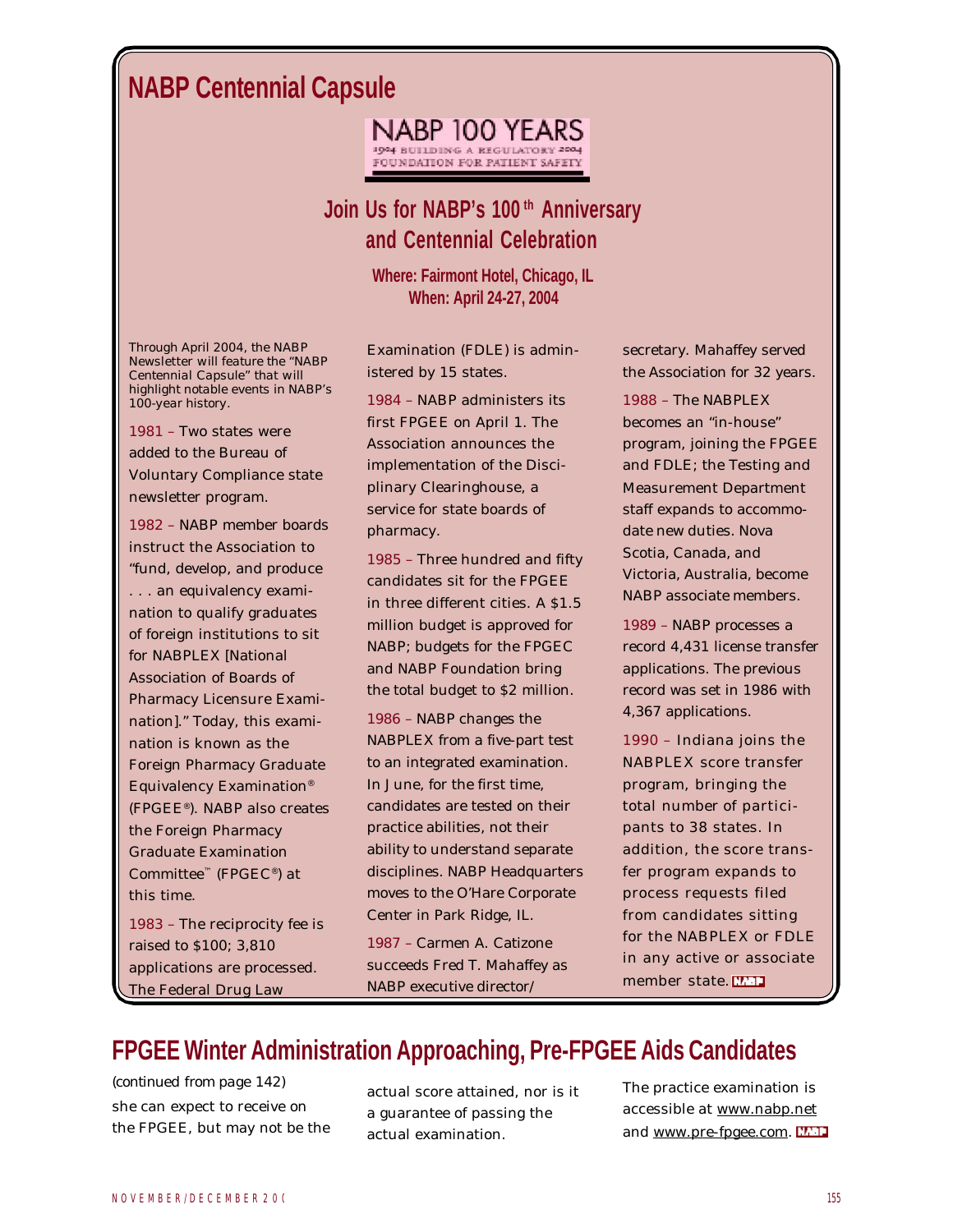## NABP Centennial Capsule

NABP 100 YEARS
1904 BUILDING A REGULATORY 2004 FOUNDATION FOR PATIENT SAFETY

### Join Us for NABP's 100th Anniversary and Centennial Celebration

**Where: Fairmont Hotel, Chicago, IL**
**When: April 24-27, 2004**

*Through April 2004, the NABP Newsletter will feature the "NABP Centennial Capsule" that will highlight notable events in NABP's 100-year history.*

1981 – Two states were added to the Bureau of Voluntary Compliance state newsletter program.

1982 – NABP member boards instruct the Association to "fund, develop, and produce . . . an equivalency examination to qualify graduates of foreign institutions to sit for NABPLEX [National Association of Boards of Pharmacy Licensure Examination]." Today, this examination is known as the Foreign Pharmacy Graduate Equivalency Examination® (FPGEE®). NABP also creates the Foreign Pharmacy Graduate Examination Committee™ (FPGEC®) at this time.

1983 – The reciprocity fee is raised to $100; 3,810 applications are processed. The Federal Drug Law Examination (FDLE) is administered by 15 states.

1984 – NABP administers its first FPGEE on April 1. The Association announces the implementation of the Disciplinary Clearinghouse, a service for state boards of pharmacy.

1985 – Three hundred and fifty candidates sit for the FPGEE in three different cities. A $1.5 million budget is approved for NABP; budgets for the FPGEC and NABP Foundation bring the total budget to $2 million.

1986 – NABP changes the NABPLEX from a five-part test to an integrated examination. In June, for the first time, candidates are tested on their practice abilities, not their ability to understand separate disciplines. NABP Headquarters moves to the O'Hare Corporate Center in Park Ridge, IL.

1987 – Carmen A. Catizone succeeds Fred T. Mahaffey as NABP executive director/secretary. Mahaffey served the Association for 32 years.

1988 – The NABPLEX becomes an "in-house" program, joining the FPGEE and FDLE; the Testing and Measurement Department staff expands to accommodate new duties. Nova Scotia, Canada, and Victoria, Australia, become NABP associate members.

1989 – NABP processes a record 4,431 license transfer applications. The previous record was set in 1986 with 4,367 applications.

1990 – Indiana joins the NABPLEX score transfer program, bringing the total number of participants to 38 states. In addition, the score transfer program expands to process requests filed from candidates sitting for the NABPLEX or FDLE in any active or associate member state.

## FPGEE Winter Administration Approaching, Pre-FPGEE Aids Candidates

(continued from page 142)

she can expect to receive on the FPGEE, but may not be the actual score attained, nor is it a guarantee of passing the actual examination.

The practice examination is accessible at www.nabp.net and www.pre-fpgee.com.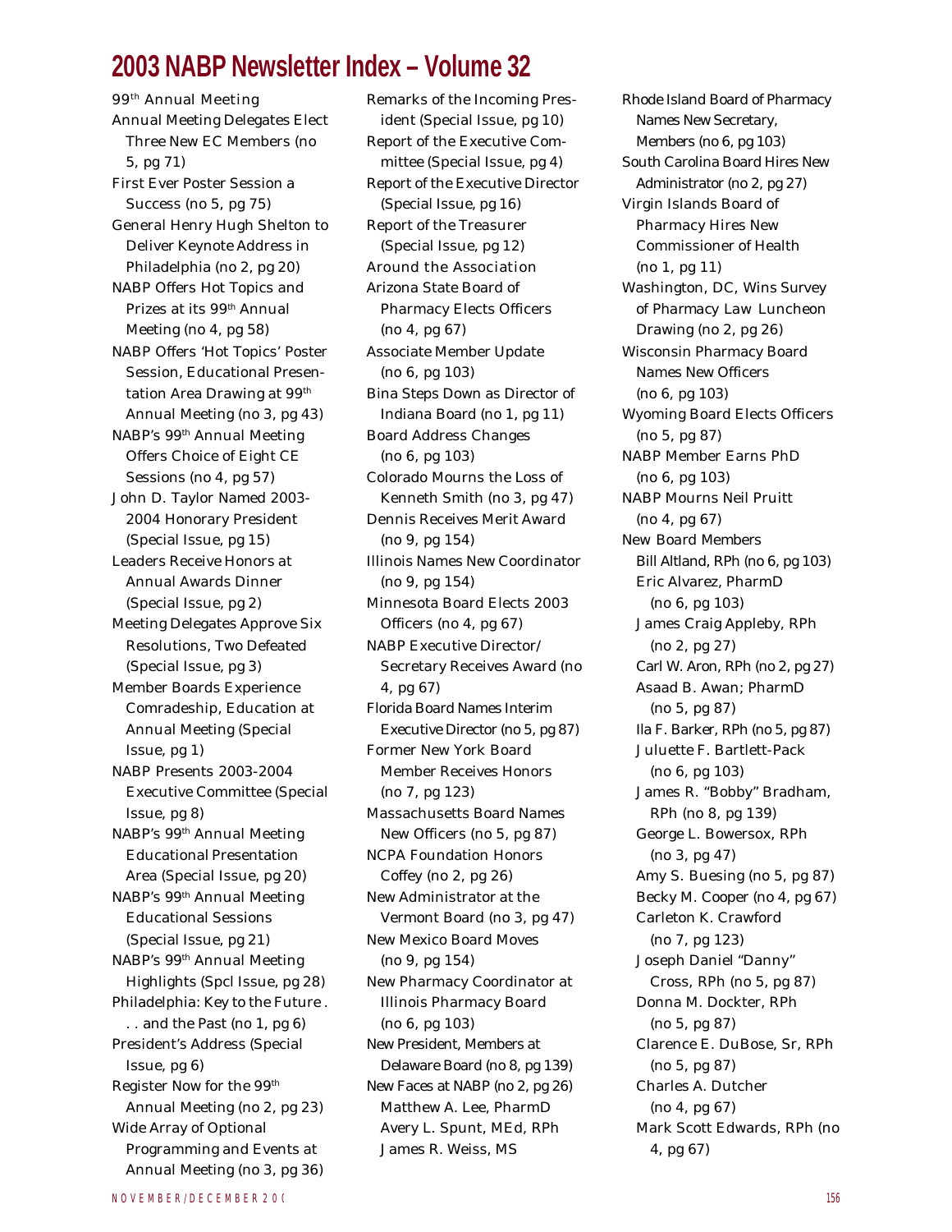# 2003 NABP Newsletter Index – Volume 32

### 99th Annual Meeting

- Annual Meeting Delegates Elect Three New EC Members (no 5, pg 71)
- First Ever Poster Session a Success (no 5, pg 75)
- General Henry Hugh Shelton to Deliver Keynote Address in Philadelphia (no 2, pg 20)
- NABP Offers Hot Topics and Prizes at its 99th Annual Meeting (no 4, pg 58)
- NABP Offers 'Hot Topics' Poster Session, Educational Presentation Area Drawing at 99th Annual Meeting (no 3, pg 43)
- NABP's 99th Annual Meeting Offers Choice of Eight CE Sessions (no 4, pg 57)
- John D. Taylor Named 2003-2004 Honorary President (Special Issue, pg 15)
- Leaders Receive Honors at Annual Awards Dinner (Special Issue, pg 2)
- Meeting Delegates Approve Six Resolutions, Two Defeated (Special Issue, pg 3)
- Member Boards Experience Comradeship, Education at Annual Meeting (Special Issue, pg 1)
- NABP Presents 2003-2004 Executive Committee (Special Issue, pg 8)
- NABP's 99th Annual Meeting Educational Presentation Area (Special Issue, pg 20)
- NABP's 99th Annual Meeting Educational Sessions (Special Issue, pg 21)
- NABP's 99th Annual Meeting Highlights (Spcl Issue, pg 28)
- Philadelphia: Key to the Future . . . and the Past (no 1, pg 6)
- President's Address (Special Issue, pg 6)
- Register Now for the 99th Annual Meeting (no 2, pg 23)
- Wide Array of Optional Programming and Events at Annual Meeting (no 3, pg 36)
- Remarks of the Incoming President (Special Issue, pg 10)
- Report of the Executive Committee (Special Issue, pg 4)
- Report of the Executive Director (Special Issue, pg 16)
- Report of the Treasurer (Special Issue, pg 12)

### Around the Association

- Arizona State Board of Pharmacy Elects Officers (no 4, pg 67)
- Associate Member Update (no 6, pg 103)
- Bina Steps Down as Director of Indiana Board (no 1, pg 11)
- Board Address Changes (no 6, pg 103)
- Colorado Mourns the Loss of Kenneth Smith (no 3, pg 47)
- Dennis Receives Merit Award (no 9, pg 154)
- Illinois Names New Coordinator (no 9, pg 154)
- Minnesota Board Elects 2003 Officers (no 4, pg 67)
- NABP Executive Director/Secretary Receives Award (no 4, pg 67)
- Florida Board Names Interim Executive Director (no 5, pg 87)
- Former New York Board Member Receives Honors (no 7, pg 123)
- Massachusetts Board Names New Officers (no 5, pg 87)
- NCPA Foundation Honors Coffey (no 2, pg 26)
- New Administrator at the Vermont Board (no 3, pg 47)
- New Mexico Board Moves (no 9, pg 154)
- New Pharmacy Coordinator at Illinois Pharmacy Board (no 6, pg 103)
- New President, Members at Delaware Board (no 8, pg 139)
- New Faces at NABP (no 2, pg 26)
  - Matthew A. Lee, PharmD
  - Avery L. Spunt, MEd, RPh
  - James R. Weiss, MS
- Rhode Island Board of Pharmacy Names New Secretary, Members (no 6, pg 103)
- South Carolina Board Hires New Administrator (no 2, pg 27)
- Virgin Islands Board of Pharmacy Hires New Commissioner of Health (no 1, pg 11)
- Washington, DC, Wins Survey of Pharmacy Law Luncheon Drawing (no 2, pg 26)
- Wisconsin Pharmacy Board Names New Officers (no 6, pg 103)
- Wyoming Board Elects Officers (no 5, pg 87)
- NABP Member Earns PhD (no 6, pg 103)
- NABP Mourns Neil Pruitt (no 4, pg 67)
- New Board Members
  - Bill Altland, RPh (no 6, pg 103)
  - Eric Alvarez, PharmD (no 6, pg 103)
  - James Craig Appleby, RPh (no 2, pg 27)
  - Carl W. Aron, RPh (no 2, pg 27)
  - Asaad B. Awan; PharmD (no 5, pg 87)
  - Ila F. Barker, RPh (no 5, pg 87)
  - Juluette F. Bartlett-Pack (no 6, pg 103)
  - James R. "Bobby" Bradham, RPh (no 8, pg 139)
  - George L. Bowersox, RPh (no 3, pg 47)
  - Amy S. Buesing (no 5, pg 87)
  - Becky M. Cooper (no 4, pg 67)
  - Carleton K. Crawford (no 7, pg 123)
  - Joseph Daniel "Danny" Cross, RPh (no 5, pg 87)
  - Donna M. Dockter, RPh (no 5, pg 87)
  - Clarence E. DuBose, Sr, RPh (no 5, pg 87)
  - Charles A. Dutcher (no 4, pg 67)
  - Mark Scott Edwards, RPh (no 4, pg 67)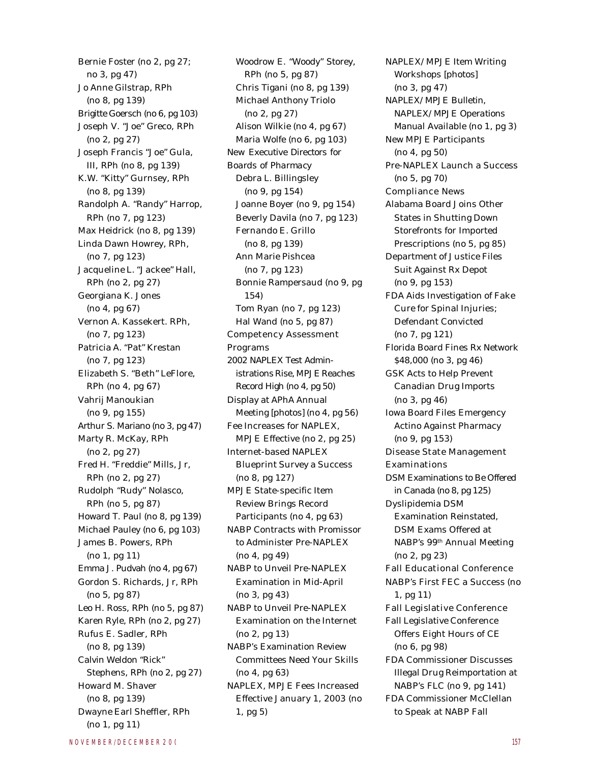Bernie Foster (no 2, pg 27; no 3, pg 47)
Jo Anne Gilstrap, RPh (no 8, pg 139)
Brigitte Goersch (no 6, pg 103)
Joseph V. "Joe" Greco, RPh (no 2, pg 27)
Joseph Francis "Joe" Gula, III, RPh (no 8, pg 139)
K.W. "Kitty" Gurnsey, RPh (no 8, pg 139)
Randolph A. "Randy" Harrop, RPh (no 7, pg 123)
Max Heidrick (no 8, pg 139)
Linda Dawn Howrey, RPh, (no 7, pg 123)
Jacqueline L. "Jackee" Hall, RPh (no 2, pg 27)
Georgiana K. Jones (no 4, pg 67)
Vernon A. Kassekert. RPh, (no 7, pg 123)
Patricia A. "Pat" Krestan (no 7, pg 123)
Elizabeth S. "Beth" LeFlore, RPh (no 4, pg 67)
Vahrij Manoukian (no 9, pg 155)
Arthur S. Mariano (no 3, pg 47)
Marty R. McKay, RPh (no 2, pg 27)
Fred H. "Freddie" Mills, Jr, RPh (no 2, pg 27)
Rudolph "Rudy" Nolasco, RPh (no 5, pg 87)
Howard T. Paul (no 8, pg 139)
Michael Pauley (no 6, pg 103)
James B. Powers, RPh (no 1, pg 11)
Emma J. Pudvah (no 4, pg 67)
Gordon S. Richards, Jr, RPh (no 5, pg 87)
Leo H. Ross, RPh (no 5, pg 87)
Karen Ryle, RPh (no 2, pg 27)
Rufus E. Sadler, RPh (no 8, pg 139)
Calvin Weldon "Rick" Stephens, RPh (no 2, pg 27)
Howard M. Shaver (no 8, pg 139)
Dwayne Earl Sheffler, RPh (no 1, pg 11)
Woodrow E. "Woody" Storey, RPh (no 5, pg 87)
Chris Tigani (no 8, pg 139)
Michael Anthony Triolo (no 2, pg 27)
Alison Wilkie (no 4, pg 67)
Maria Wolfe (no 6, pg 103)

New Executive Directors for Boards of Pharmacy
Debra L. Billingsley (no 9, pg 154)
Joanne Boyer (no 9, pg 154)
Beverly Davila (no 7, pg 123)
Fernando E. Grillo (no 8, pg 139)
Ann Marie Pishcea (no 7, pg 123)
Bonnie Rampersaud (no 9, pg 154)
Tom Ryan (no 7, pg 123)
Hal Wand (no 5, pg 87)

Competency Assessment Programs
2002 NAPLEX Test Administrations Rise, MPJE Reaches Record High (no 4, pg 50)
Display at APhA Annual Meeting [photos] (no 4, pg 56)
Fee Increases for NAPLEX, MPJE Effective (no 2, pg 25)
Internet-based NAPLEX Blueprint Survey a Success (no 8, pg 127)
MPJE State-specific Item Review Brings Record Participants (no 4, pg 63)
NABP Contracts with Promissor to Administer Pre-NAPLEX (no 4, pg 49)
NABP to Unveil Pre-NAPLEX Examination in Mid-April (no 3, pg 43)
NABP to Unveil Pre-NAPLEX Examination on the Internet (no 2, pg 13)
NABP's Examination Review Committees Need Your Skills (no 4, pg 63)
NAPLEX, MPJE Fees Increased Effective January 1, 2003 (no 1, pg 5)
NAPLEX/MPJE Item Writing Workshops [photos] (no 3, pg 47)
NAPLEX/MPJE Bulletin, NAPLEX/MPJE Operations Manual Available (no 1, pg 3)
New MPJE Participants (no 4, pg 50)
Pre-NAPLEX Launch a Success (no 5, pg 70)

Compliance News
Alabama Board Joins Other States in Shutting Down Storefronts for Imported Prescriptions (no 5, pg 85)
Department of Justice Files Suit Against Rx Depot (no 9, pg 153)
FDA Aids Investigation of Fake Cure for Spinal Injuries; Defendant Convicted (no 7, pg 121)
Florida Board Fines Rx Network $48,000 (no 3, pg 46)
GSK Acts to Help Prevent Canadian Drug Imports (no 3, pg 46)
Iowa Board Files Emergency Actino Against Pharmacy (no 9, pg 153)

Disease State Management Examinations
DSM Examinations to Be Offered in Canada (no 8, pg 125)
Dyslipidemia DSM Examination Reinstated, DSM Exams Offered at NABP's 99th Annual Meeting (no 2, pg 23)

Fall Educational Conference
NABP's First FEC a Success (no 1, pg 11)

Fall Legislative Conference
Fall Legislative Conference Offers Eight Hours of CE (no 6, pg 98)
FDA Commissioner Discusses Illegal Drug Reimportation at NABP's FLC (no 9, pg 141)
FDA Commissioner McClellan to Speak at NABP Fall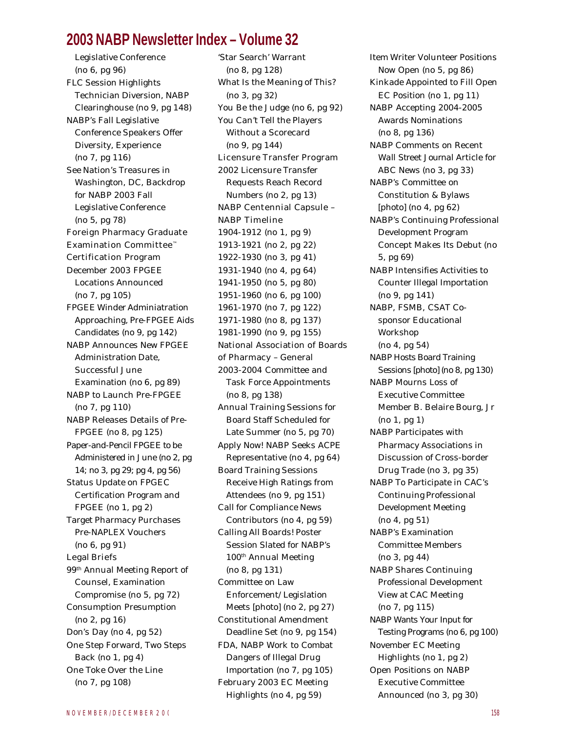# 2003 NABP Newsletter Index – Volume 32

Legislative Conference (no 6, pg 96)

FLC Session Highlights Technician Diversion, NABP Clearinghouse (no 9, pg 148)

NABP's Fall Legislative Conference Speakers Offer Diversity, Experience (no 7, pg 116)

See Nation's Treasures in Washington, DC, Backdrop for NABP 2003 Fall Legislative Conference (no 5, pg 78)

**Foreign Pharmacy Graduate Examination Committee™ Certification Program**

December 2003 FPGEE Locations Announced (no 7, pg 105)

FPGEE Winder Adminiatration Approaching, Pre-FPGEE Aids Candidates (no 9, pg 142)

NABP Announces New FPGEE Administration Date, Successful June Examination (no 6, pg 89)

NABP to Launch Pre-FPGEE (no 7, pg 110)

NABP Releases Details of Pre-FPGEE (no 8, pg 125)

Paper-and-Pencil FPGEE to be Administered in June (no 2, pg 14; no 3, pg 29; pg 4, pg 56)

Status Update on FPGEC Certification Program and FPGEE (no 1, pg 2)

Target Pharmacy Purchases Pre-NAPLEX Vouchers (no 6, pg 91)

**Legal Briefs**

99th Annual Meeting Report of Counsel, Examination Compromise (no 5, pg 72)

Consumption Presumption (no 2, pg 16)

Don's Day (no 4, pg 52)

One Step Forward, Two Steps Back (no 1, pg 4)

One Toke Over the Line (no 7, pg 108)

'Star Search' Warrant (no 8, pg 128)

What Is the Meaning of This? (no 3, pg 32)

You Be the Judge (no 6, pg 92)

You Can't Tell the Players Without a Scorecard (no 9, pg 144)

**Licensure Transfer Program**

2002 Licensure Transfer Requests Reach Record Numbers (no 2, pg 13)

**NABP Centennial Capsule – NABP Timeline**

1904-1912 (no 1, pg 9)

1913-1921 (no 2, pg 22)

1922-1930 (no 3, pg 41)

1931-1940 (no 4, pg 64)

1941-1950 (no 5, pg 80)

1951-1960 (no 6, pg 100)

1961-1970 (no 7, pg 122)

1971-1980 (no 8, pg 137)

1981-1990 (no 9, pg 155)

**National Association of Boards of Pharmacy – General**

2003-2004 Committee and Task Force Appointments (no 8, pg 138)

Annual Training Sessions for Board Staff Scheduled for Late Summer (no 5, pg 70)

Apply Now! NABP Seeks ACPE Representative (no 4, pg 64)

Board Training Sessions Receive High Ratings from Attendees (no 9, pg 151)

Call for Compliance News Contributors (no 4, pg 59)

Calling All Boards! Poster Session Slated for NABP's 100th Annual Meeting (no 8, pg 131)

Committee on Law Enforcement/Legislation Meets [photo] (no 2, pg 27)

Constitutional Amendment Deadline Set (no 9, pg 154)

FDA, NABP Work to Combat Dangers of Illegal Drug Importation (no 7, pg 105)

February 2003 EC Meeting Highlights (no 4, pg 59)

Item Writer Volunteer Positions Now Open (no 5, pg 86)

Kinkade Appointed to Fill Open EC Position (no 1, pg 11)

NABP Accepting 2004-2005 Awards Nominations (no 8, pg 136)

NABP Comments on Recent Wall Street Journal Article for ABC News (no 3, pg 33)

NABP's Committee on Constitution & Bylaws [photo] (no 4, pg 62)

NABP's Continuing Professional Development Program Concept Makes Its Debut (no 5, pg 69)

NABP Intensifies Activities to Counter Illegal Importation (no 9, pg 141)

NABP, FSMB, CSAT Co-sponsor Educational Workshop (no 4, pg 54)

NABP Hosts Board Training Sessions [photo] (no 8, pg 130)

NABP Mourns Loss of Executive Committee Member B. Belaire Bourg, Jr (no 1, pg 1)

NABP Participates with Pharmacy Associations in Discussion of Cross-border Drug Trade (no 3, pg 35)

NABP To Participate in CAC's Continuing Professional Development Meeting (no 4, pg 51)

NABP's Examination Committee Members (no 3, pg 44)

NABP Shares Continuing Professional Development View at CAC Meeting (no 7, pg 115)

NABP Wants Your Input for Testing Programs (no 6, pg 100)

November EC Meeting Highlights (no 1, pg 2)

Open Positions on NABP Executive Committee Announced (no 3, pg 30)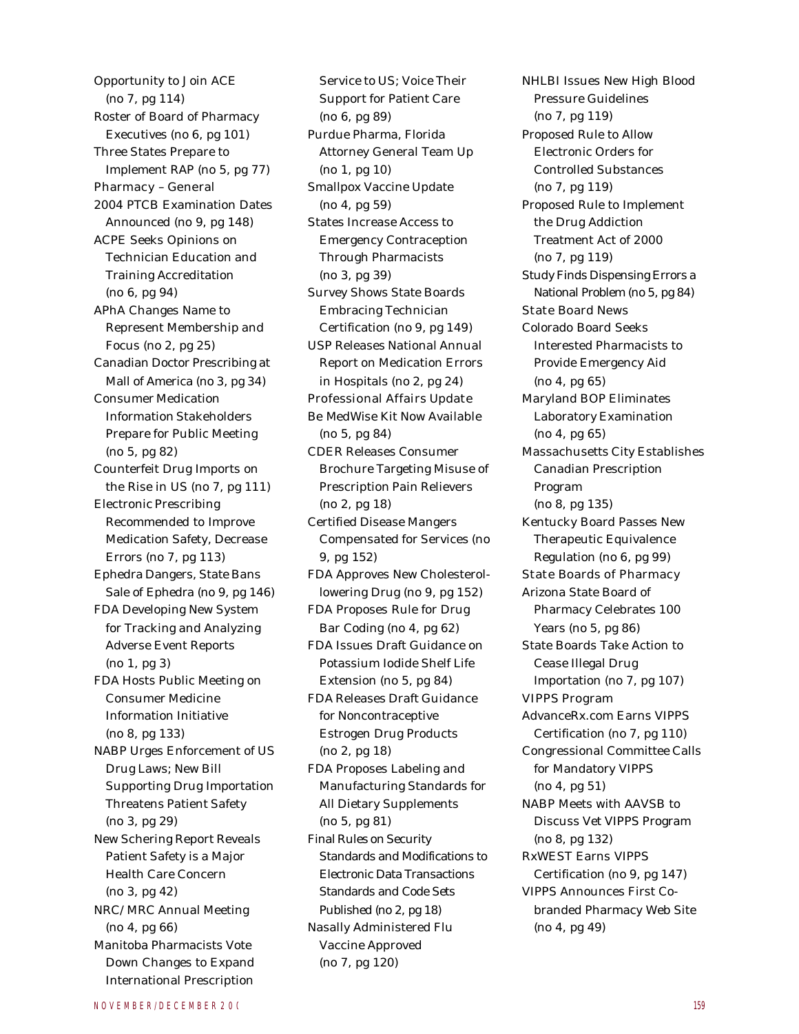Opportunity to Join ACE (no 7, pg 114)

Roster of Board of Pharmacy Executives (no 6, pg 101)

Three States Prepare to Implement RAP (no 5, pg 77)

### Pharmacy – General

2004 PTCB Examination Dates Announced (no 9, pg 148)

ACPE Seeks Opinions on Technician Education and Training Accreditation (no 6, pg 94)

APhA Changes Name to Represent Membership and Focus (no 2, pg 25)

Canadian Doctor Prescribing at Mall of America (no 3, pg 34)

Consumer Medication Information Stakeholders Prepare for Public Meeting (no 5, pg 82)

Counterfeit Drug Imports on the Rise in US (no 7, pg 111)

Electronic Prescribing Recommended to Improve Medication Safety, Decrease Errors (no 7, pg 113)

Ephedra Dangers, State Bans Sale of Ephedra (no 9, pg 146)

FDA Developing New System for Tracking and Analyzing Adverse Event Reports (no 1, pg 3)

FDA Hosts Public Meeting on Consumer Medicine Information Initiative (no 8, pg 133)

NABP Urges Enforcement of US Drug Laws; New Bill Supporting Drug Importation Threatens Patient Safety (no 3, pg 29)

New Schering Report Reveals Patient Safety is a Major Health Care Concern (no 3, pg 42)

NRC/MRC Annual Meeting (no 4, pg 66)

Manitoba Pharmacists Vote Down Changes to Expand International Prescription Service to US; Voice Their Support for Patient Care (no 6, pg 89)

Purdue Pharma, Florida Attorney General Team Up (no 1, pg 10)

Smallpox Vaccine Update (no 4, pg 59)

States Increase Access to Emergency Contraception Through Pharmacists (no 3, pg 39)

Survey Shows State Boards Embracing Technician Certification (no 9, pg 149)

USP Releases National Annual Report on Medication Errors in Hospitals (no 2, pg 24)

### Professional Affairs Update

Be MedWise Kit Now Available (no 5, pg 84)

CDER Releases Consumer Brochure Targeting Misuse of Prescription Pain Relievers (no 2, pg 18)

Certified Disease Mangers Compensated for Services (no 9, pg 152)

FDA Approves New Cholesterol-lowering Drug (no 9, pg 152)

FDA Proposes Rule for Drug Bar Coding (no 4, pg 62)

FDA Issues Draft Guidance on Potassium Iodide Shelf Life Extension (no 5, pg 84)

FDA Releases Draft Guidance for Noncontraceptive Estrogen Drug Products (no 2, pg 18)

FDA Proposes Labeling and Manufacturing Standards for All Dietary Supplements (no 5, pg 81)

Final Rules on Security Standards and Modifications to Electronic Data Transactions Standards and Code Sets Published (no 2, pg 18)

Nasally Administered Flu Vaccine Approved (no 7, pg 120)

NHLBI Issues New High Blood Pressure Guidelines (no 7, pg 119)

Proposed Rule to Allow Electronic Orders for Controlled Substances (no 7, pg 119)

Proposed Rule to Implement the Drug Addiction Treatment Act of 2000 (no 7, pg 119)

Study Finds Dispensing Errors a National Problem (no 5, pg 84)

### State Board News

Colorado Board Seeks Interested Pharmacists to Provide Emergency Aid (no 4, pg 65)

Maryland BOP Eliminates Laboratory Examination (no 4, pg 65)

Massachusetts City Establishes Canadian Prescription Program (no 8, pg 135)

Kentucky Board Passes New Therapeutic Equivalence Regulation (no 6, pg 99)

### State Boards of Pharmacy

Arizona State Board of Pharmacy Celebrates 100 Years (no 5, pg 86)

State Boards Take Action to Cease Illegal Drug Importation (no 7, pg 107)

### VIPPS Program

AdvanceRx.com Earns VIPPS Certification (no 7, pg 110)

Congressional Committee Calls for Mandatory VIPPS (no 4, pg 51)

NABP Meets with AAVSB to Discuss Vet VIPPS Program (no 8, pg 132)

RxWEST Earns VIPPS Certification (no 9, pg 147)

VIPPS Announces First Co-branded Pharmacy Web Site (no 4, pg 49)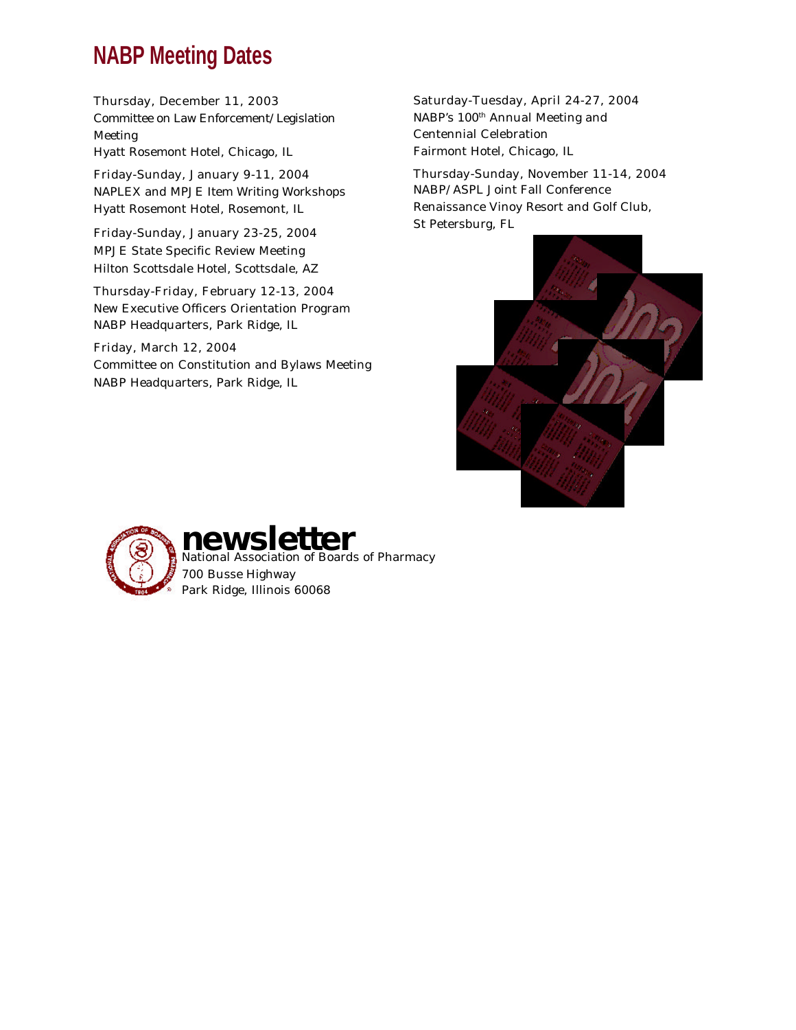# NABP Meeting Dates

Thursday, December 11, 2003
Committee on Law Enforcement/Legislation Meeting
Hyatt Rosemont Hotel, Chicago, IL

Friday-Sunday, January 9-11, 2004
NAPLEX and MPJE Item Writing Workshops
Hyatt Rosemont Hotel, Rosemont, IL

Friday-Sunday, January 23-25, 2004
MPJE State Specific Review Meeting
Hilton Scottsdale Hotel, Scottsdale, AZ

Thursday-Friday, February 12-13, 2004
New Executive Officers Orientation Program
NABP Headquarters, Park Ridge, IL

Friday, March 12, 2004
Committee on Constitution and Bylaws Meeting
NABP Headquarters, Park Ridge, IL

Saturday-Tuesday, April 24-27, 2004
NABP's 100th Annual Meeting and Centennial Celebration
Fairmont Hotel, Chicago, IL

Thursday-Sunday, November 11-14, 2004
NABP/ASPL Joint Fall Conference
Renaissance Vinoy Resort and Golf Club, St Petersburg, FL

**newsletter**
National Association of Boards of Pharmacy
700 Busse Highway
Park Ridge, Illinois 60068